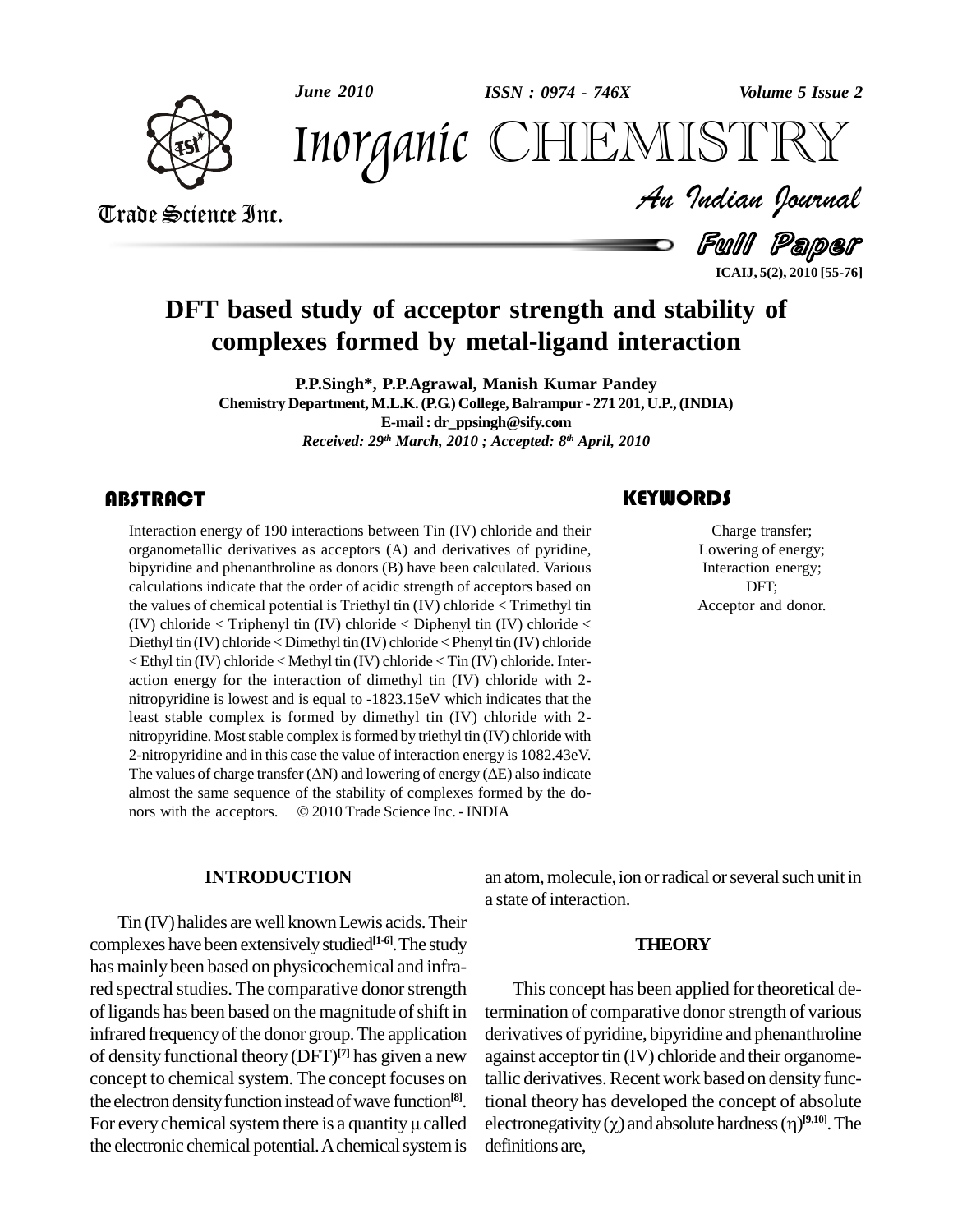# DFT based study of acceptor strength and stability of complexes formed by metal-ligand interaction

**P.P.Singh*, P.P.Agrawal, Manish Kumar Pandey**

Chemistry Department, M.L.K. (P.G.) College, Balrampur - 271 201, U.P., (INDIA)

E-mail : dr_ppsingh@sify.com

*Received: 29th March, 2010 ; Accepted: 8th April, 2010*

## ABSTRACT

Interaction energy of 190 interactions between Tin (IV) chloride and their organometallic derivatives as acceptors (A) and derivatives of pyridine, bipyridine and phenanthroline as donors (B) have been calculated. Various calculations indicate that the order of acidic strength of acceptors based on the values of chemical potential is Triethyl tin (IV) chloride < Trimethyl tin (IV) chloride < Triphenyl tin (IV) chloride < Diphenyl tin (IV) chloride < Diethyl tin (IV) chloride < Dimethyl tin (IV) chloride < Phenyl tin (IV) chloride < Ethyl tin (IV) chloride < Methyl tin (IV) chloride < Tin (IV) chloride. Interaction energy for the interaction of dimethyl tin (IV) chloride with 2-nitropyridine is lowest and is equal to -1823.15eV which indicates that the least stable complex is formed by dimethyl tin (IV) chloride with 2-nitropyridine. Most stable complex is formed by triethyl tin (IV) chloride with 2-nitropyridine and in this case the value of interaction energy is 1082.43eV. The values of charge transfer ($\Delta N$) and lowering of energy ($\Delta E$) also indicate almost the same sequence of the stability of complexes formed by the donors with the acceptors. © 2010 Trade Science Inc. - INDIA

## KEYWORDS

Charge transfer;
Lowering of energy;
Interaction energy;
DFT;
Acceptor and donor.

## INTRODUCTION

Tin (IV) halides are well known Lewis acids. Their complexes have been extensively studied[1-6]. The study has mainly been based on physicochemical and infrared spectral studies. The comparative donor strength of ligands has been based on the magnitude of shift in infrared frequency of the donor group. The application of density functional theory (DFT)[7] has given a new concept to chemical system. The concept focuses on the electron density function instead of wave function[8]. For every chemical system there is a quantity $\mu$ called the electronic chemical potential. A chemical system is an atom, molecule, ion or radical or several such unit in a state of interaction.

## THEORY

This concept has been applied for theoretical determination of comparative donor strength of various derivatives of pyridine, bipyridine and phenanthroline against acceptor tin (IV) chloride and their organometallic derivatives. Recent work based on density functional theory has developed the concept of absolute electronegativity ($\chi$) and absolute hardness ($\eta$)[9,10]. The definitions are,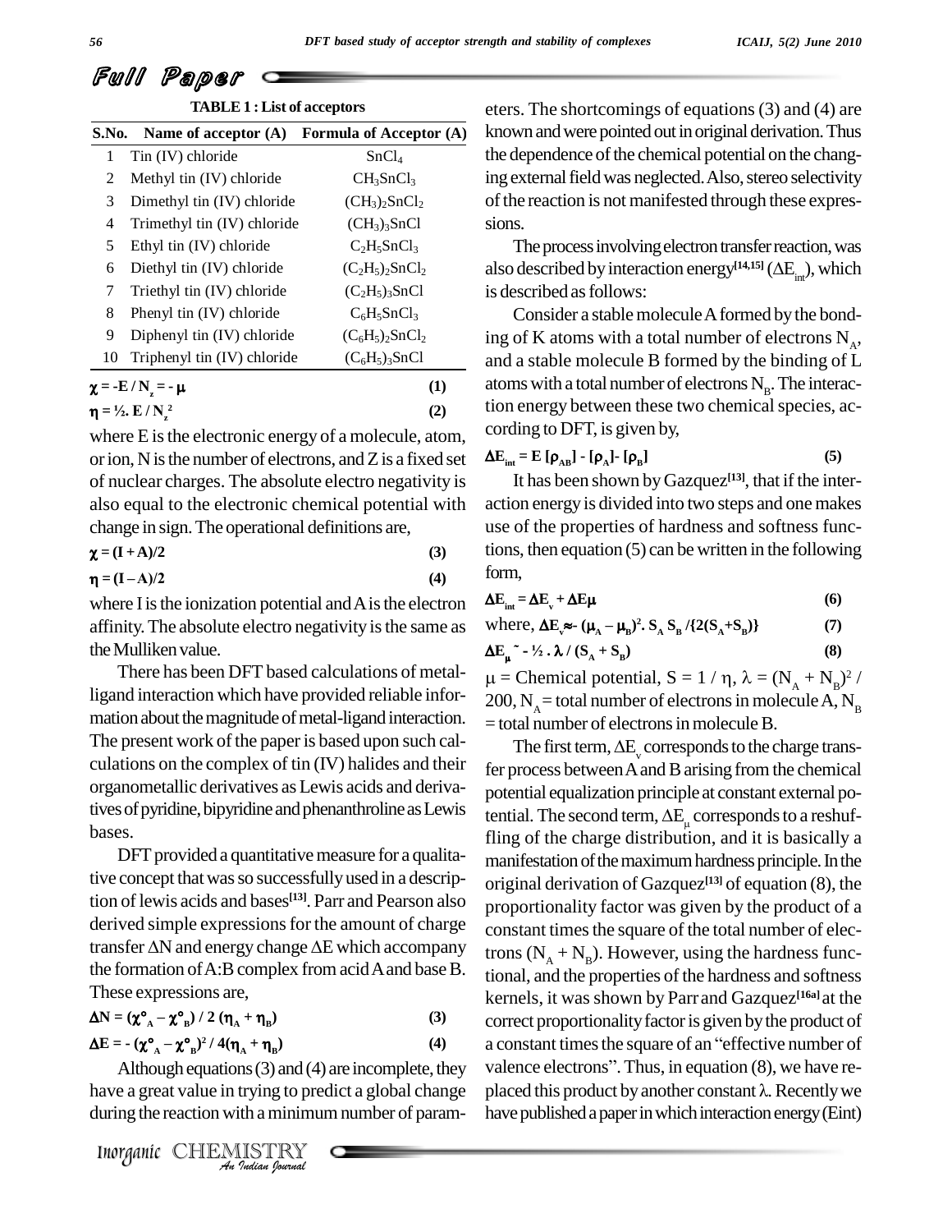**TABLE 1 : List of acceptors**

| S.No. | Name of acceptor (A) | Formula of Acceptor (A) |
|---|---|---|
| 1 | Tin (IV) chloride | $SnCl_4$ |
| 2 | Methyl tin (IV) chloride | $CH_3SnCl_3$ |
| 3 | Dimethyl tin (IV) chloride | $(CH_3)_2SnCl_2$ |
| 4 | Trimethyl tin (IV) chloride | $(CH_3)_3SnCl$ |
| 5 | Ethyl tin (IV) chloride | $C_2H_5SnCl_3$ |
| 6 | Diethyl tin (IV) chloride | $(C_2H_5)_2SnCl_2$ |
| 7 | Triethyl tin (IV) chloride | $(C_2H_5)_3SnCl$ |
| 8 | Phenyl tin (IV) chloride | $C_6H_5SnCl_3$ |
| 9 | Diphenyl tin (IV) chloride | $(C_6H_5)_2SnCl_2$ |
| 10 | Triphenyl tin (IV) chloride | $(C_6H_5)_3SnCl$ |

$$\chi = -E / N_z = -\mu \quad (1)$$

$$\eta = ½ . E / N_z^2 \quad (2)$$

where E is the electronic energy of a molecule, atom, or ion, N is the number of electrons, and Z is a fixed set of nuclear charges. The absolute electro negativity is also equal to the electronic chemical potential with change in sign. The operational definitions are,

$$\chi = (I + A)/2 \quad (3)$$

$$\eta = (I - A)/2 \quad (4)$$

where I is the ionization potential and A is the electron affinity. The absolute electro negativity is the same as the Mulliken value.

There has been DFT based calculations of metal-ligand interaction which have provided reliable information about the magnitude of metal-ligand interaction. The present work of the paper is based upon such calculations on the complex of tin (IV) halides and their organometallic derivatives as Lewis acids and derivatives of pyridine, bipyridine and phenanthroline as Lewis bases.

DFT provided a quantitative measure for a qualitative concept that was so successfully used in a description of lewis acids and bases[13]. Parr and Pearson also derived simple expressions for the amount of charge transfer $\Delta N$ and energy change $\Delta E$ which accompany the formation of A:B complex from acid A and base B. These expressions are,

$$\Delta N = (\chi^\circ_A - \chi^\circ_B) / 2 (\eta_A + \eta_B) \quad (3)$$

$$\Delta E = - (\chi^\circ_A - \chi^\circ_B)^2 / 4(\eta_A + \eta_B) \quad (4)$$

Although equations (3) and (4) are incomplete, they have a great value in trying to predict a global change during the reaction with a minimum number of parameters. The shortcomings of equations (3) and (4) are known and were pointed out in original derivation. Thus the dependence of the chemical potential on the changing external field was neglected. Also, stereo selectivity of the reaction is not manifested through these expressions.

The process involving electron transfer reaction, was also described by interaction energy[14,15] ($\Delta E_{int}$), which is described as follows:

Consider a stable molecule A formed by the bonding of K atoms with a total number of electrons $N_A$, and a stable molecule B formed by the binding of L atoms with a total number of electrons $N_B$. The interaction energy between these two chemical species, according to DFT, is given by,

$$\Delta E_{int} = E [\rho_{AB}] - [\rho_A] - [\rho_B] \quad (5)$$

It has been shown by Gazquez[13], that if the interaction energy is divided into two steps and one makes use of the properties of hardness and softness functions, then equation (5) can be written in the following form,

$$\Delta E_{int} = \Delta E_v + \Delta E\mu \quad (6)$$

$$\text{where, } \Delta E_v \approx - (\mu_A - \mu_B)^2 . S_A S_B / \{2(S_A + S_B)\} \quad (7)$$

$$\Delta E_\mu \approx - ½ . \lambda / (S_A + S_B) \quad (8)$$

$\mu$ = Chemical potential, $S = 1 / \eta$, $\lambda = (N_A + N_B)^2 / 200$, $N_A$ = total number of electrons in molecule A, $N_B$ = total number of electrons in molecule B.

The first term, $\Delta E_v$ corresponds to the charge transfer process between A and B arising from the chemical potential equalization principle at constant external potential. The second term, $\Delta E_\mu$ corresponds to a reshuffling of the charge distribution, and it is basically a manifestation of the maximum hardness principle. In the original derivation of Gazquez[13] of equation (8), the proportionality factor was given by the product of a constant times the square of the total number of electrons ($N_A + N_B$). However, using the hardness functional, and the properties of the hardness and softness kernels, it was shown by Parr and Gazquez[16a] at the correct proportionality factor is given by the product of a constant times the square of an "effective number of valence electrons". Thus, in equation (8), we have replaced this product by another constant $\lambda$. Recently we have published a paper in which interaction energy (Eint)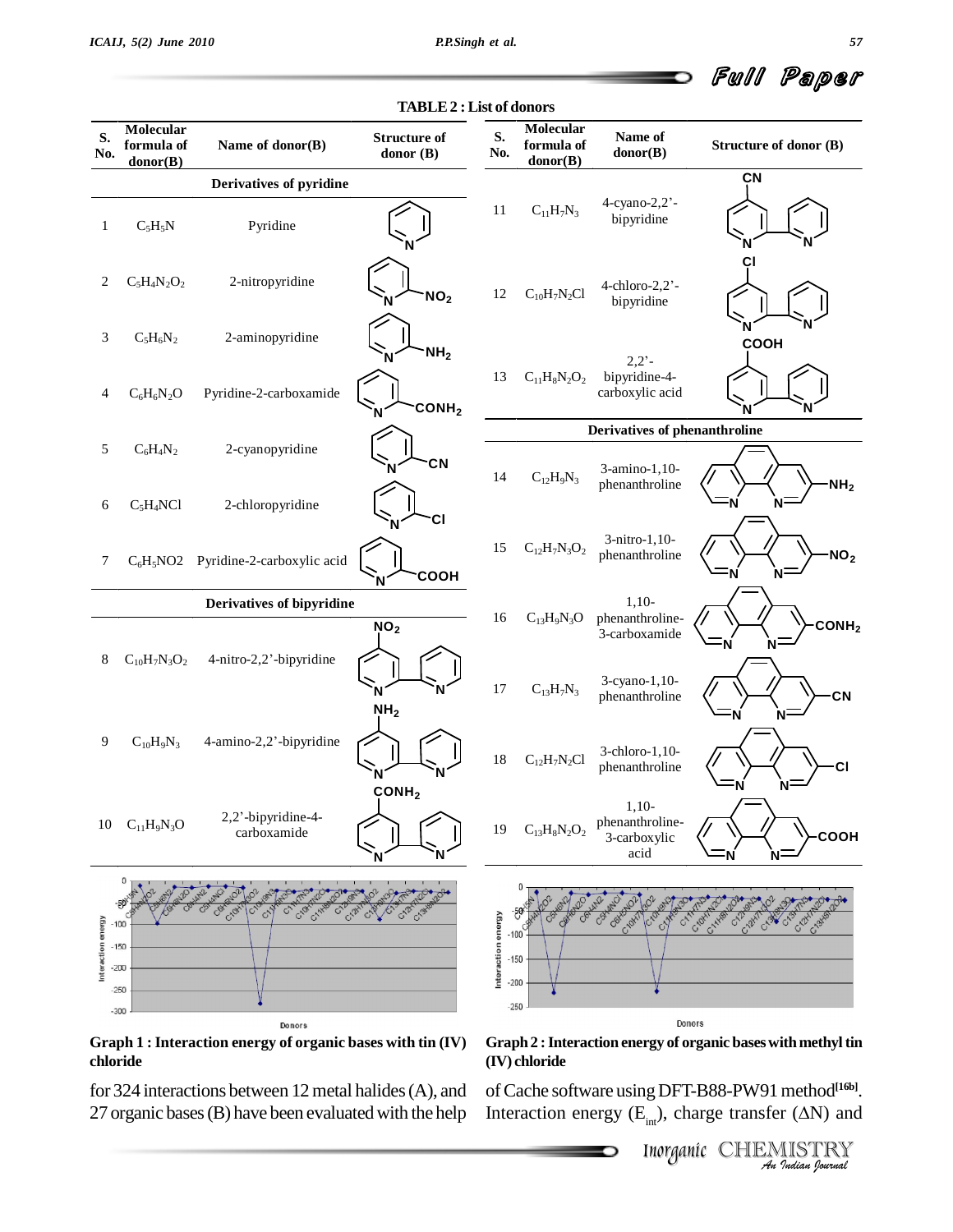**TABLE 2 : List of donors**

| S. No. | Molecular formula of donor(B) | Name of donor(B) | Structure of donor (B) |
|---|---|---|---|
| | | **Derivatives of pyridine** | |
| 1 | $C_5H_5N$ | Pyridine | |
| 2 | $C_5H_4N_2O_2$ | 2-nitropyridine | |
| 3 | $C_5H_6N_2$ | 2-aminopyridine | |
| 4 | $C_6H_6N_2O$ | Pyridine-2-carboxamide | |
| 5 | $C_6H_4N_2$ | 2-cyanopyridine | |
| 6 | $C_5H_4NCl$ | 2-chloropyridine | |
| 7 | $C_6H_5NO2$ | Pyridine-2-carboxylic acid | |
| | | **Derivatives of bipyridine** | |
| 8 | $C_{10}H_7N_3O_2$ | 4-nitro-2,2'-bipyridine | |
| 9 | $C_{10}H_9N_3$ | 4-amino-2,2'-bipyridine | |
| 10 | $C_{11}H_9N_3O$ | 2,2'-bipyridine-4-carboxamide | |
| 11 | $C_{11}H_7N_3$ | 4-cyano-2,2'-bipyridine | |
| 12 | $C_{10}H_7N_2Cl$ | 4-chloro-2,2'-bipyridine | |
| 13 | $C_{11}H_8N_2O_2$ | 2,2'-bipyridine-4-carboxylic acid | |
| | | **Derivatives of phenanthroline** | |
| 14 | $C_{12}H_9N_3$ | 3-amino-1,10-phenanthroline | |
| 15 | $C_{12}H_7N_3O_2$ | 3-nitro-1,10-phenanthroline | |
| 16 | $C_{13}H_9N_3O$ | 1,10-phenanthroline-3-carboxamide | |
| 17 | $C_{13}H_7N_3$ | 3-cyano-1,10-phenanthroline | |
| 18 | $C_{12}H_7N_2Cl$ | 3-chloro-1,10-phenanthroline | |
| 19 | $C_{13}H_8N_2O_2$ | 1,10-phenanthroline-3-carboxylic acid | |

**Graph 1 : Interaction energy of organic bases with tin (IV) chloride**

**Graph 2 : Interaction energy of organic bases with methyl tin (IV) chloride**

for 324 interactions between 12 metal halides (A), and 27 organic bases (B) have been evaluated with the help of Cache software using DFT-B88-PW91 method[16b]. Interaction energy ($E_{int}$), charge transfer ($\Delta N$) and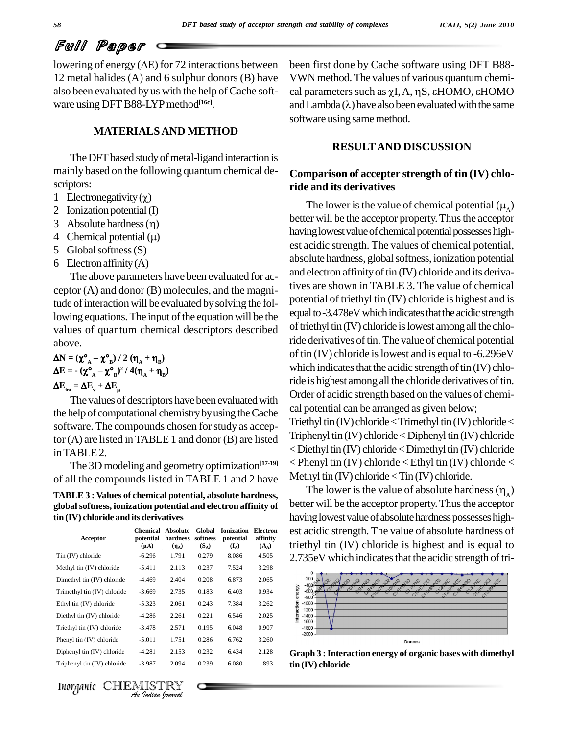lowering of energy ($\Delta E$) for 72 interactions between 12 metal halides (A) and 6 sulphur donors (B) have also been evaluated by us with the help of Cache software using DFT B88-LYP method[16c].

## MATERIALS AND METHOD

The DFT based study of metal-ligand interaction is mainly based on the following quantum chemical descriptors:

1 Electronegativity ($\chi$)
2 Ionization potential (I)
3 Absolute hardness ($\eta$)
4 Chemical potential ($\mu$)
5 Global softness (S)
6 Electron affinity (A)

The above parameters have been evaluated for acceptor (A) and donor (B) molecules, and the magnitude of interaction will be evaluated by solving the following equations. The input of the equation will be the values of quantum chemical descriptors described above.

$$\Delta N = (\chi^\circ_A - \chi^\circ_B) / 2 (\eta_A + \eta_B)$$

$$\Delta E = - (\chi^\circ_A - \chi^\circ_B)^2 / 4(\eta_A + \eta_B)$$

$$\Delta E_{int} = \Delta E_v + \Delta E_\mu$$

The values of descriptors have been evaluated with the help of computational chemistry by using the Cache software. The compounds chosen for study as acceptor (A) are listed in TABLE 1 and donor (B) are listed in TABLE 2.

The 3D modeling and geometry optimization[17-19] of all the compounds listed in TABLE 1 and 2 have been first done by Cache software using DFT B88-VWN method. The values of various quantum chemical parameters such as $\chi$I, A, $\eta$S, $\varepsilon$HOMO, $\varepsilon$HOMO and Lambda ($\lambda$) have also been evaluated with the same software using same method.

**TABLE 3 : Values of chemical potential, absolute hardness, global softness, ionization potential and electron affinity of tin (IV) chloride and its derivatives**

| Acceptor | Chemical potential ($\mu$A) | Absolute hardness ($\eta_A$) | Global softness ($S_A$) | Ionization potential ($I_A$) | Electron affinity ($A_A$) |
|---|---|---|---|---|---|
| Tin (IV) chloride | -6.296 | 1.791 | 0.279 | 8.086 | 4.505 |
| Methyl tin (IV) chloride | -5.411 | 2.113 | 0.237 | 7.524 | 3.298 |
| Dimethyl tin (IV) chloride | -4.469 | 2.404 | 0.208 | 6.873 | 2.065 |
| Trimethyl tin (IV) chloride | -3.669 | 2.735 | 0.183 | 6.403 | 0.934 |
| Ethyl tin (IV) chloride | -5.323 | 2.061 | 0.243 | 7.384 | 3.262 |
| Diethyl tin (IV) chloride | -4.286 | 2.261 | 0.221 | 6.546 | 2.025 |
| Triethyl tin (IV) chloride | -3.478 | 2.571 | 0.195 | 6.048 | 0.907 |
| Phenyl tin (IV) chloride | -5.011 | 1.751 | 0.286 | 6.762 | 3.260 |
| Diphenyl tin (IV) chloride | -4.281 | 2.153 | 0.232 | 6.434 | 2.128 |
| Triphenyl tin (IV) chloride | -3.987 | 2.094 | 0.239 | 6.080 | 1.893 |

## RESULT AND DISCUSSION

### Comparison of accepter strength of tin (IV) chloride and its derivatives

The lower is the value of chemical potential ($\mu_A$) better will be the acceptor property. Thus the acceptor having lowest value of chemical potential possesses highest acidic strength. The values of chemical potential, absolute hardness, global softness, ionization potential and electron affinity of tin (IV) chloride and its derivatives are shown in TABLE 3. The value of chemical potential of triethyl tin (IV) chloride is highest and is equal to -3.478eV which indicates that the acidic strength of triethyl tin (IV) chloride is lowest among all the chloride derivatives of tin. The value of chemical potential of tin (IV) chloride is lowest and is equal to -6.296eV which indicates that the acidic strength of tin (IV) chloride is highest among all the chloride derivatives of tin. Order of acidic strength based on the values of chemical potential can be arranged as given below;

Triethyl tin (IV) chloride < Trimethyl tin (IV) chloride < Triphenyl tin (IV) chloride < Diphenyl tin (IV) chloride < Diethyl tin (IV) chloride < Dimethyl tin (IV) chloride < Phenyl tin (IV) chloride < Ethyl tin (IV) chloride < Methyl tin (IV) chloride < Tin (IV) chloride.

The lower is the value of absolute hardness ($\eta_A$) better will be the acceptor property. Thus the acceptor having lowest value of absolute hardness possesses highest acidic strength. The value of absolute hardness of triethyl tin (IV) chloride is highest and is equal to 2.735eV which indicates that the acidic strength of tri-

**Graph 3 : Interaction energy of organic bases with dimethyl tin (IV) chloride**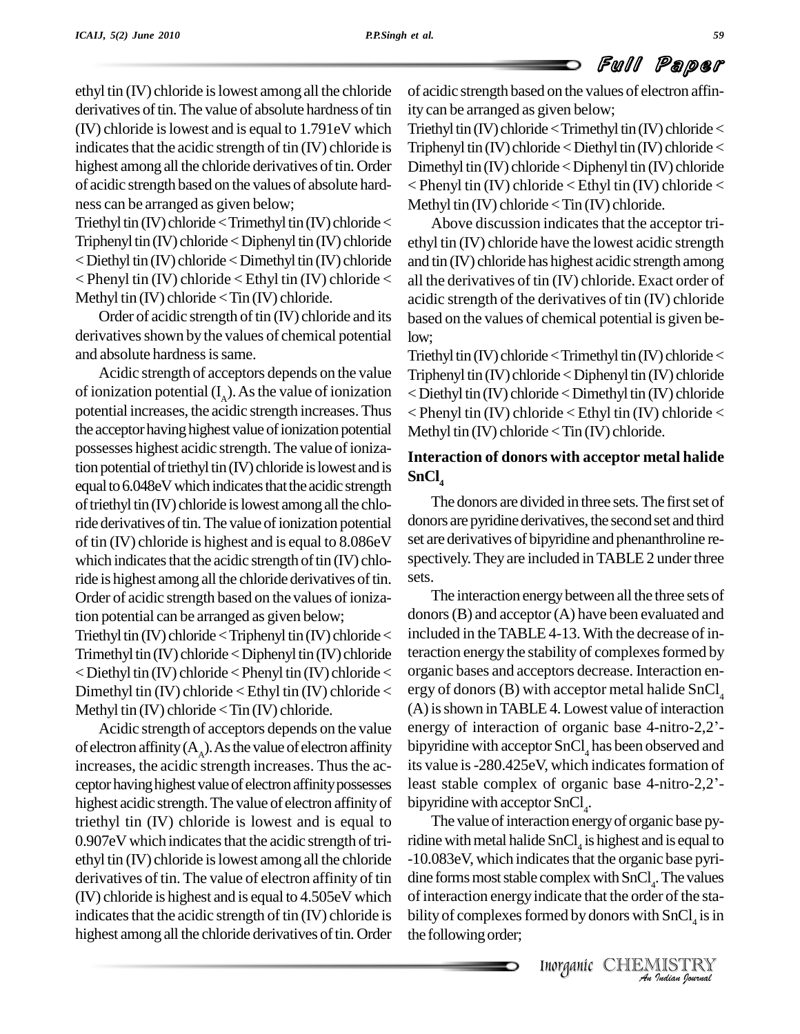ethyl tin (IV) chloride is lowest among all the chloride derivatives of tin. The value of absolute hardness of tin (IV) chloride is lowest and is equal to 1.791eV which indicates that the acidic strength of tin (IV) chloride is highest among all the chloride derivatives of tin. Order of acidic strength based on the values of absolute hardness can be arranged as given below;

Triethyl tin (IV) chloride < Trimethyl tin (IV) chloride < Triphenyl tin (IV) chloride < Diphenyl tin (IV) chloride < Diethyl tin (IV) chloride < Dimethyl tin (IV) chloride < Phenyl tin (IV) chloride < Ethyl tin (IV) chloride < Methyl tin (IV) chloride < Tin (IV) chloride.

Order of acidic strength of tin (IV) chloride and its derivatives shown by the values of chemical potential and absolute hardness is same.

Acidic strength of acceptors depends on the value of ionization potential ($I_A$). As the value of ionization potential increases, the acidic strength increases. Thus the acceptor having highest value of ionization potential possesses highest acidic strength. The value of ionization potential of triethyl tin (IV) chloride is lowest and is equal to 6.048eV which indicates that the acidic strength of triethyl tin (IV) chloride is lowest among all the chloride derivatives of tin. The value of ionization potential of tin (IV) chloride is highest and is equal to 8.086eV which indicates that the acidic strength of tin (IV) chloride is highest among all the chloride derivatives of tin. Order of acidic strength based on the values of ionization potential can be arranged as given below;

Triethyl tin (IV) chloride < Triphenyl tin (IV) chloride < Trimethyl tin (IV) chloride < Diphenyl tin (IV) chloride < Diethyl tin (IV) chloride < Phenyl tin (IV) chloride < Dimethyl tin (IV) chloride < Ethyl tin (IV) chloride < Methyl tin (IV) chloride < Tin (IV) chloride.

Acidic strength of acceptors depends on the value of electron affinity ($A_A$). As the value of electron affinity increases, the acidic strength increases. Thus the acceptor having highest value of electron affinity possesses highest acidic strength. The value of electron affinity of triethyl tin (IV) chloride is lowest and is equal to 0.907eV which indicates that the acidic strength of triethyl tin (IV) chloride is lowest among all the chloride derivatives of tin. The value of electron affinity of tin (IV) chloride is highest and is equal to 4.505eV which indicates that the acidic strength of tin (IV) chloride is highest among all the chloride derivatives of tin. Order of acidic strength based on the values of electron affinity can be arranged as given below;

Triethyl tin (IV) chloride < Trimethyl tin (IV) chloride < Triphenyl tin (IV) chloride < Diethyl tin (IV) chloride < Dimethyl tin (IV) chloride < Diphenyl tin (IV) chloride < Phenyl tin (IV) chloride < Ethyl tin (IV) chloride < Methyl tin (IV) chloride < Tin (IV) chloride.

Above discussion indicates that the acceptor triethyl tin (IV) chloride have the lowest acidic strength and tin (IV) chloride has highest acidic strength among all the derivatives of tin (IV) chloride. Exact order of acidic strength of the derivatives of tin (IV) chloride based on the values of chemical potential is given below;

Triethyl tin (IV) chloride < Trimethyl tin (IV) chloride < Triphenyl tin (IV) chloride < Diphenyl tin (IV) chloride < Diethyl tin (IV) chloride < Dimethyl tin (IV) chloride < Phenyl tin (IV) chloride < Ethyl tin (IV) chloride < Methyl tin (IV) chloride < Tin (IV) chloride.

## Interaction of donors with acceptor metal halide $SnCl_4$

The donors are divided in three sets. The first set of donors are pyridine derivatives, the second set and third set are derivatives of bipyridine and phenanthroline respectively. They are included in TABLE 2 under three sets.

The interaction energy between all the three sets of donors (B) and acceptor (A) have been evaluated and included in the TABLE 4-13. With the decrease of interaction energy the stability of complexes formed by organic bases and acceptors decrease. Interaction energy of donors (B) with acceptor metal halide $SnCl_4$ (A) is shown in TABLE 4. Lowest value of interaction energy of interaction of organic base 4-nitro-2,2'-bipyridine with acceptor $SnCl_4$ has been observed and its value is -280.425eV, which indicates formation of least stable complex of organic base 4-nitro-2,2'-bipyridine with acceptor $SnCl_4$.

The value of interaction energy of organic base pyridine with metal halide $SnCl_4$ is highest and is equal to -10.083eV, which indicates that the organic base pyridine forms most stable complex with $SnCl_4$. The values of interaction energy indicate that the order of the stability of complexes formed by donors with $SnCl_4$ is in the following order;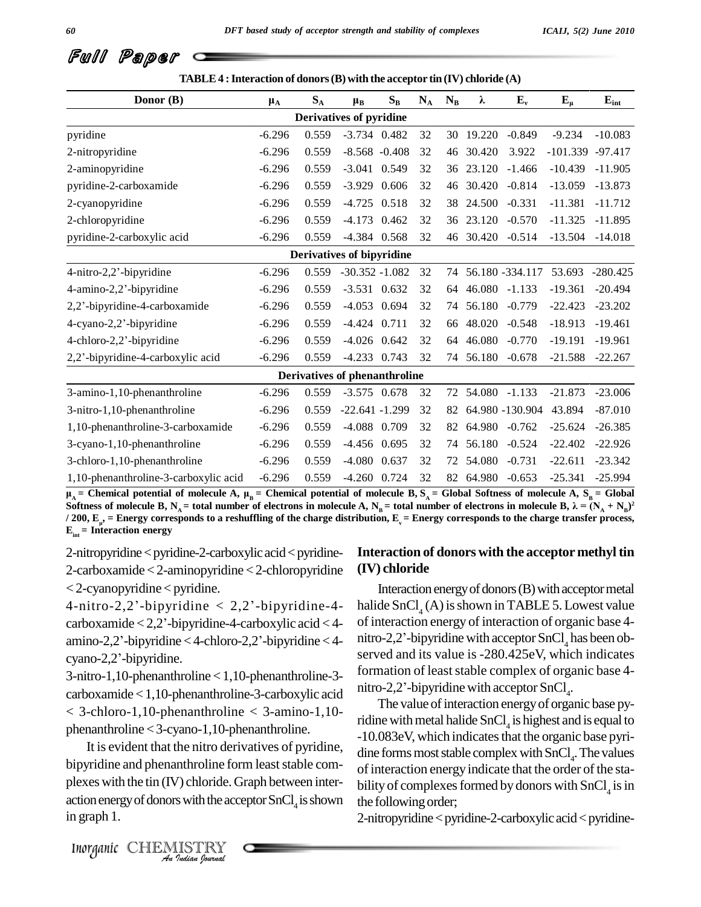**TABLE 4 : Interaction of donors (B) with the acceptor tin (IV) chloride (A)**

| Donor (B) | $\mu_A$ | $S_A$ | $\mu_B$ | $S_B$ | $N_A$ | $N_B$ | $\lambda$ | $E_v$ | $E_\mu$ | $E_{int}$ |
|---|---|---|---|---|---|---|---|---|---|---|
| **Derivatives of pyridine** | | | | | | | | | | |
| pyridine | -6.296 | 0.559 | -3.734 | 0.482 | 32 | 30 | 19.220 | -0.849 | -9.234 | -10.083 |
| 2-nitropyridine | -6.296 | 0.559 | -8.568 | -0.408 | 32 | 46 | 30.420 | 3.922 | -101.339 | -97.417 |
| 2-aminopyridine | -6.296 | 0.559 | -3.041 | 0.549 | 32 | 36 | 23.120 | -1.466 | -10.439 | -11.905 |
| pyridine-2-carboxamide | -6.296 | 0.559 | -3.929 | 0.606 | 32 | 46 | 30.420 | -0.814 | -13.059 | -13.873 |
| 2-cyanopyridine | -6.296 | 0.559 | -4.725 | 0.518 | 32 | 38 | 24.500 | -0.331 | -11.381 | -11.712 |
| 2-chloropyridine | -6.296 | 0.559 | -4.173 | 0.462 | 32 | 36 | 23.120 | -0.570 | -11.325 | -11.895 |
| pyridine-2-carboxylic acid | -6.296 | 0.559 | -4.384 | 0.568 | 32 | 46 | 30.420 | -0.514 | -13.504 | -14.018 |
| **Derivatives of bipyridine** | | | | | | | | | | |
| 4-nitro-2,2'-bipyridine | -6.296 | 0.559 | -30.352 | -1.082 | 32 | 74 | 56.180 | -334.117 | 53.693 | -280.425 |
| 4-amino-2,2'-bipyridine | -6.296 | 0.559 | -3.531 | 0.632 | 32 | 64 | 46.080 | -1.133 | -19.361 | -20.494 |
| 2,2'-bipyridine-4-carboxamide | -6.296 | 0.559 | -4.053 | 0.694 | 32 | 74 | 56.180 | -0.779 | -22.423 | -23.202 |
| 4-cyano-2,2'-bipyridine | -6.296 | 0.559 | -4.424 | 0.711 | 32 | 66 | 48.020 | -0.548 | -18.913 | -19.461 |
| 4-chloro-2,2'-bipyridine | -6.296 | 0.559 | -4.026 | 0.642 | 32 | 64 | 46.080 | -0.770 | -19.191 | -19.961 |
| 2,2'-bipyridine-4-carboxylic acid | -6.296 | 0.559 | -4.233 | 0.743 | 32 | 74 | 56.180 | -0.678 | -21.588 | -22.267 |
| **Derivatives of phenanthroline** | | | | | | | | | | |
| 3-amino-1,10-phenanthroline | -6.296 | 0.559 | -3.575 | 0.678 | 32 | 72 | 54.080 | -1.133 | -21.873 | -23.006 |
| 3-nitro-1,10-phenanthroline | -6.296 | 0.559 | -22.641 | -1.299 | 32 | 82 | 64.980 | -130.904 | 43.894 | -87.010 |
| 1,10-phenanthroline-3-carboxamide | -6.296 | 0.559 | -4.088 | 0.709 | 32 | 82 | 64.980 | -0.762 | -25.624 | -26.385 |
| 3-cyano-1,10-phenanthroline | -6.296 | 0.559 | -4.456 | 0.695 | 32 | 74 | 56.180 | -0.524 | -22.402 | -22.926 |
| 3-chloro-1,10-phenanthroline | -6.296 | 0.559 | -4.080 | 0.637 | 32 | 72 | 54.080 | -0.731 | -22.611 | -23.342 |
| 1,10-phenanthroline-3-carboxylic acid | -6.296 | 0.559 | -4.260 | 0.724 | 32 | 82 | 64.980 | -0.653 | -25.341 | -25.994 |

**$\mu_A$ = Chemical potential of molecule A, $\mu_B$ = Chemical potential of molecule B, $S_A$ = Global Softness of molecule A, $S_B$ = Global Softness of molecule B, $N_A$ = total number of electrons in molecule A, $N_B$ = total number of electrons in molecule B, $\lambda = (N_A + N_B)^2 / 200$, $E_\mu$ = Energy corresponds to a reshuffling of the charge distribution, $E_v$ = Energy corresponds to the charge transfer process, $E_{int}$ = Interaction energy**

2-nitropyridine < pyridine-2-carboxylic acid < pyridine-2-carboxamide < 2-aminopyridine < 2-chloropyridine < 2-cyanopyridine < pyridine.

4-nitro-2,2'-bipyridine < 2,2'-bipyridine-4-carboxamide < 2,2'-bipyridine-4-carboxylic acid < 4-amino-2,2'-bipyridine < 4-chloro-2,2'-bipyridine < 4-cyano-2,2'-bipyridine.

3-nitro-1,10-phenanthroline < 1,10-phenanthroline-3-carboxamide < 1,10-phenanthroline-3-carboxylic acid < 3-chloro-1,10-phenanthroline < 3-amino-1,10-phenanthroline < 3-cyano-1,10-phenanthroline.

It is evident that the nitro derivatives of pyridine, bipyridine and phenanthroline form least stable complexes with the tin (IV) chloride. Graph between interaction energy of donors with the acceptor $SnCl_4$ is shown in graph 1.

## Interaction of donors with the acceptor methyl tin (IV) chloride

Interaction energy of donors (B) with acceptor metal halide $SnCl_4$ (A) is shown in TABLE 5. Lowest value of interaction energy of interaction of organic base 4-nitro-2,2'-bipyridine with acceptor $SnCl_4$ has been observed and its value is -280.425eV, which indicates formation of least stable complex of organic base 4-nitro-2,2'-bipyridine with acceptor $SnCl_4$.

The value of interaction energy of organic base pyridine with metal halide $SnCl_4$ is highest and is equal to -10.083eV, which indicates that the organic base pyridine forms most stable complex with $SnCl_4$. The values of interaction energy indicate that the order of the stability of complexes formed by donors with $SnCl_4$ is in the following order;

2-nitropyridine < pyridine-2-carboxylic acid < pyridine-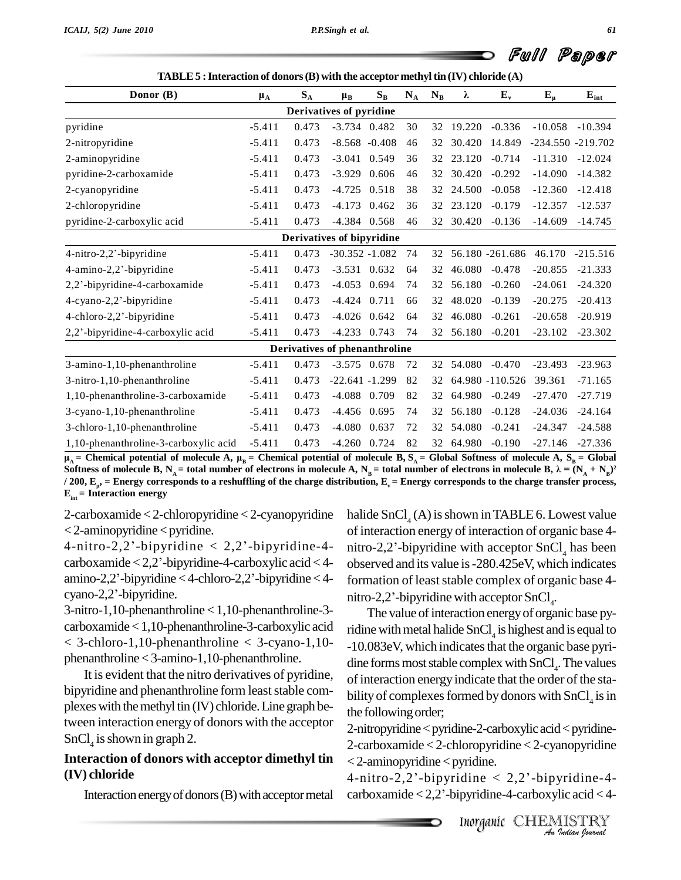**TABLE 5 : Interaction of donors (B) with the acceptor methyl tin (IV) chloride (A)**

| Donor (B) | $\mu_A$ | $S_A$ | $\mu_B$ | $S_B$ | $N_A$ | $N_B$ | $\lambda$ | $E_v$ | $E_\mu$ | $E_{int}$ |
|---|---|---|---|---|---|---|---|---|---|---|
| **Derivatives of pyridine** | | | | | | | | | | |
| pyridine | -5.411 | 0.473 | -3.734 | 0.482 | 30 | 32 | 19.220 | -0.336 | -10.058 | -10.394 |
| 2-nitropyridine | -5.411 | 0.473 | -8.568 | -0.408 | 46 | 32 | 30.420 | 14.849 | -234.550 | -219.702 |
| 2-aminopyridine | -5.411 | 0.473 | -3.041 | 0.549 | 36 | 32 | 23.120 | -0.714 | -11.310 | -12.024 |
| pyridine-2-carboxamide | -5.411 | 0.473 | -3.929 | 0.606 | 46 | 32 | 30.420 | -0.292 | -14.090 | -14.382 |
| 2-cyanopyridine | -5.411 | 0.473 | -4.725 | 0.518 | 38 | 32 | 24.500 | -0.058 | -12.360 | -12.418 |
| 2-chloropyridine | -5.411 | 0.473 | -4.173 | 0.462 | 36 | 32 | 23.120 | -0.179 | -12.357 | -12.537 |
| pyridine-2-carboxylic acid | -5.411 | 0.473 | -4.384 | 0.568 | 46 | 32 | 30.420 | -0.136 | -14.609 | -14.745 |
| **Derivatives of bipyridine** | | | | | | | | | | |
| 4-nitro-2,2'-bipyridine | -5.411 | 0.473 | -30.352 | -1.082 | 74 | 32 | 56.180 | -261.686 | 46.170 | -215.516 |
| 4-amino-2,2'-bipyridine | -5.411 | 0.473 | -3.531 | 0.632 | 64 | 32 | 46.080 | -0.478 | -20.855 | -21.333 |
| 2,2'-bipyridine-4-carboxamide | -5.411 | 0.473 | -4.053 | 0.694 | 74 | 32 | 56.180 | -0.260 | -24.061 | -24.320 |
| 4-cyano-2,2'-bipyridine | -5.411 | 0.473 | -4.424 | 0.711 | 66 | 32 | 48.020 | -0.139 | -20.275 | -20.413 |
| 4-chloro-2,2'-bipyridine | -5.411 | 0.473 | -4.026 | 0.642 | 64 | 32 | 46.080 | -0.261 | -20.658 | -20.919 |
| 2,2'-bipyridine-4-carboxylic acid | -5.411 | 0.473 | -4.233 | 0.743 | 74 | 32 | 56.180 | -0.201 | -23.102 | -23.302 |
| **Derivatives of phenanthroline** | | | | | | | | | | |
| 3-amino-1,10-phenanthroline | -5.411 | 0.473 | -3.575 | 0.678 | 72 | 32 | 54.080 | -0.470 | -23.493 | -23.963 |
| 3-nitro-1,10-phenanthroline | -5.411 | 0.473 | -22.641 | -1.299 | 82 | 32 | 64.980 | -110.526 | 39.361 | -71.165 |
| 1,10-phenanthroline-3-carboxamide | -5.411 | 0.473 | -4.088 | 0.709 | 82 | 32 | 64.980 | -0.249 | -27.470 | -27.719 |
| 3-cyano-1,10-phenanthroline | -5.411 | 0.473 | -4.456 | 0.695 | 74 | 32 | 56.180 | -0.128 | -24.036 | -24.164 |
| 3-chloro-1,10-phenanthroline | -5.411 | 0.473 | -4.080 | 0.637 | 72 | 32 | 54.080 | -0.241 | -24.347 | -24.588 |
| 1,10-phenanthroline-3-carboxylic acid | -5.411 | 0.473 | -4.260 | 0.724 | 82 | 32 | 64.980 | -0.190 | -27.146 | -27.336 |

**$\mu_A$ = Chemical potential of molecule A, $\mu_B$ = Chemical potential of molecule B, $S_A$ = Global Softness of molecule A, $S_B$ = Global Softness of molecule B, $N_A$ = total number of electrons in molecule A, $N_B$ = total number of electrons in molecule B, $\lambda = (N_A + N_B)^2 / 200$, $E_\mu$, = Energy corresponds to a reshuffling of the charge distribution, $E_v$ = Energy corresponds to the charge transfer process, $E_{int}$ = Interaction energy**

2-carboxamide < 2-chloropyridine < 2-cyanopyridine < 2-aminopyridine < pyridine.

4-nitro-2,2'-bipyridine < 2,2'-bipyridine-4-carboxamide < 2,2'-bipyridine-4-carboxylic acid < 4-amino-2,2'-bipyridine < 4-chloro-2,2'-bipyridine < 4-cyano-2,2'-bipyridine.

3-nitro-1,10-phenanthroline < 1,10-phenanthroline-3-carboxamide < 1,10-phenanthroline-3-carboxylic acid < 3-chloro-1,10-phenanthroline < 3-cyano-1,10-phenanthroline < 3-amino-1,10-phenanthroline.

It is evident that the nitro derivatives of pyridine, bipyridine and phenanthroline form least stable complexes with the methyl tin (IV) chloride. Line graph between interaction energy of donors with the acceptor $SnCl_4$ is shown in graph 2.

## Interaction of donors with acceptor dimethyl tin (IV) chloride

Interaction energy of donors (B) with acceptor metal halide $SnCl_4$ (A) is shown in TABLE 6. Lowest value of interaction energy of interaction of organic base 4-nitro-2,2'-bipyridine with acceptor $SnCl_4$ has been observed and its value is -280.425eV, which indicates formation of least stable complex of organic base 4-nitro-2,2'-bipyridine with acceptor $SnCl_4$.

The value of interaction energy of organic base pyridine with metal halide $SnCl_4$ is highest and is equal to -10.083eV, which indicates that the organic base pyridine forms most stable complex with $SnCl_4$. The values of interaction energy indicate that the order of the stability of complexes formed by donors with $SnCl_4$ is in the following order;

2-nitropyridine < pyridine-2-carboxylic acid < pyridine-2-carboxamide < 2-chloropyridine < 2-cyanopyridine < 2-aminopyridine < pyridine.

4-nitro-2,2'-bipyridine < 2,2'-bipyridine-4-carboxamide < 2,2'-bipyridine-4-carboxylic acid < 4-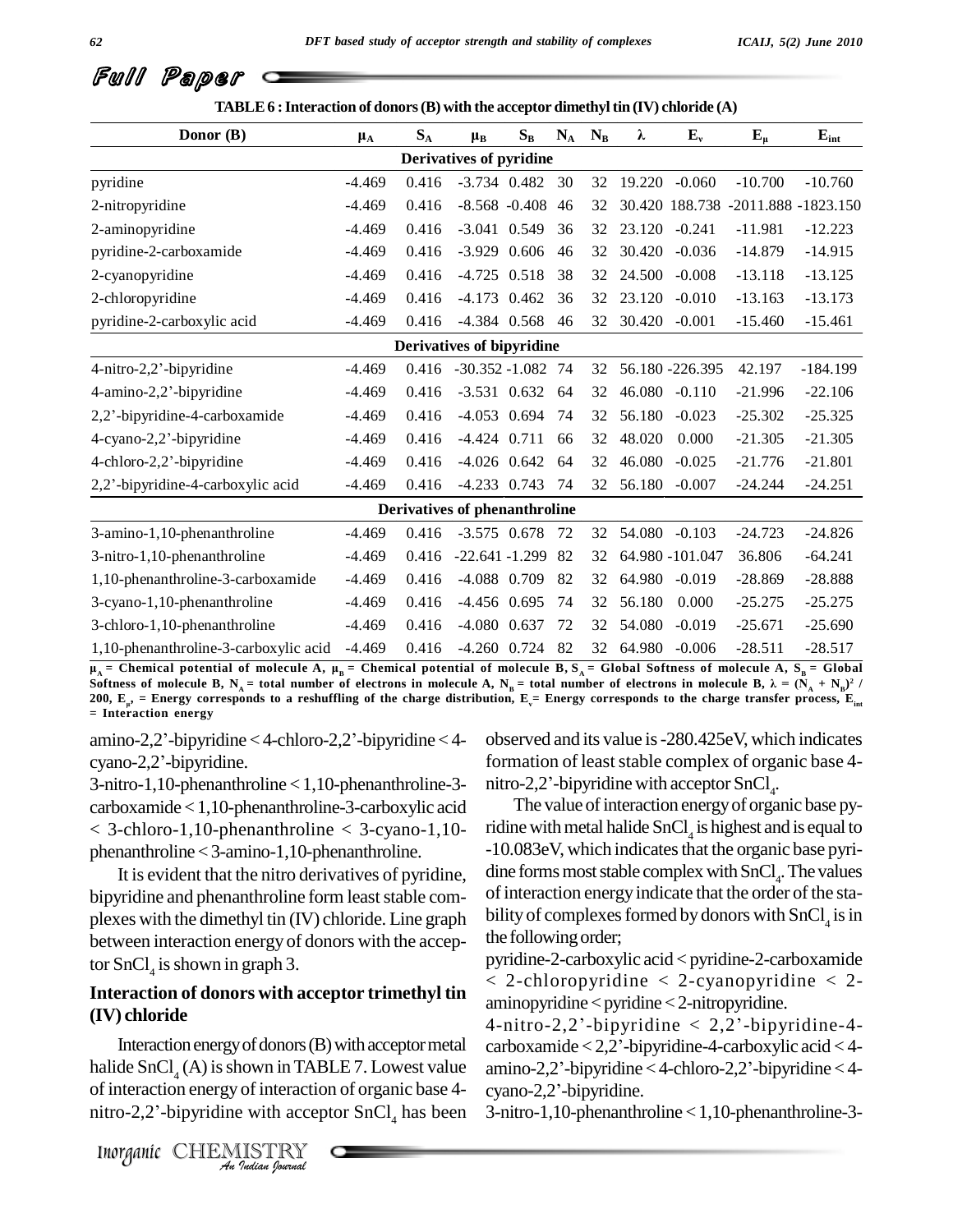**TABLE 6 : Interaction of donors (B) with the acceptor dimethyl tin (IV) chloride (A)**

| Donor (B) | $\mu_A$ | $S_A$ | $\mu_B$ | $S_B$ | $N_A$ | $N_B$ | $\lambda$ | $E_v$ | $E_\mu$ | $E_{int}$ |
|---|---|---|---|---|---|---|---|---|---|---|
| **Derivatives of pyridine** | | | | | | | | | | |
| pyridine | -4.469 | 0.416 | -3.734 | 0.482 | 30 | 32 | 19.220 | -0.060 | -10.700 | -10.760 |
| 2-nitropyridine | -4.469 | 0.416 | -8.568 | -0.408 | 46 | 32 | 30.420 | 188.738 | -2011.888 | -1823.150 |
| 2-aminopyridine | -4.469 | 0.416 | -3.041 | 0.549 | 36 | 32 | 23.120 | -0.241 | -11.981 | -12.223 |
| pyridine-2-carboxamide | -4.469 | 0.416 | -3.929 | 0.606 | 46 | 32 | 30.420 | -0.036 | -14.879 | -14.915 |
| 2-cyanopyridine | -4.469 | 0.416 | -4.725 | 0.518 | 38 | 32 | 24.500 | -0.008 | -13.118 | -13.125 |
| 2-chloropyridine | -4.469 | 0.416 | -4.173 | 0.462 | 36 | 32 | 23.120 | -0.010 | -13.163 | -13.173 |
| pyridine-2-carboxylic acid | -4.469 | 0.416 | -4.384 | 0.568 | 46 | 32 | 30.420 | -0.001 | -15.460 | -15.461 |
| **Derivatives of bipyridine** | | | | | | | | | | |
| 4-nitro-2,2'-bipyridine | -4.469 | 0.416 | -30.352 | -1.082 | 74 | 32 | 56.180 | -226.395 | 42.197 | -184.199 |
| 4-amino-2,2'-bipyridine | -4.469 | 0.416 | -3.531 | 0.632 | 64 | 32 | 46.080 | -0.110 | -21.996 | -22.106 |
| 2,2'-bipyridine-4-carboxamide | -4.469 | 0.416 | -4.053 | 0.694 | 74 | 32 | 56.180 | -0.023 | -25.302 | -25.325 |
| 4-cyano-2,2'-bipyridine | -4.469 | 0.416 | -4.424 | 0.711 | 66 | 32 | 48.020 | 0.000 | -21.305 | -21.305 |
| 4-chloro-2,2'-bipyridine | -4.469 | 0.416 | -4.026 | 0.642 | 64 | 32 | 46.080 | -0.025 | -21.776 | -21.801 |
| 2,2'-bipyridine-4-carboxylic acid | -4.469 | 0.416 | -4.233 | 0.743 | 74 | 32 | 56.180 | -0.007 | -24.244 | -24.251 |
| **Derivatives of phenanthroline** | | | | | | | | | | |
| 3-amino-1,10-phenanthroline | -4.469 | 0.416 | -3.575 | 0.678 | 72 | 32 | 54.080 | -0.103 | -24.723 | -24.826 |
| 3-nitro-1,10-phenanthroline | -4.469 | 0.416 | -22.641 | -1.299 | 82 | 32 | 64.980 | -101.047 | 36.806 | -64.241 |
| 1,10-phenanthroline-3-carboxamide | -4.469 | 0.416 | -4.088 | 0.709 | 82 | 32 | 64.980 | -0.019 | -28.869 | -28.888 |
| 3-cyano-1,10-phenanthroline | -4.469 | 0.416 | -4.456 | 0.695 | 74 | 32 | 56.180 | 0.000 | -25.275 | -25.275 |
| 3-chloro-1,10-phenanthroline | -4.469 | 0.416 | -4.080 | 0.637 | 72 | 32 | 54.080 | -0.019 | -25.671 | -25.690 |
| 1,10-phenanthroline-3-carboxylic acid | -4.469 | 0.416 | -4.260 | 0.724 | 82 | 32 | 64.980 | -0.006 | -28.511 | -28.517 |

**$\mu_A$ = Chemical potential of molecule A, $\mu_B$ = Chemical potential of molecule B, $S_A$ = Global Softness of molecule A, $S_B$ = Global Softness of molecule B, $N_A$ = total number of electrons in molecule A, $N_B$ = total number of electrons in molecule B, $\lambda = (N_A + N_B)^2 / 200$, $E_\mu$, = Energy corresponds to a reshuffling of the charge distribution, $E_v$= Energy corresponds to the charge transfer process, $E_{int}$ = Interaction energy**

amino-2,2'-bipyridine < 4-chloro-2,2'-bipyridine < 4-cyano-2,2'-bipyridine.

3-nitro-1,10-phenanthroline < 1,10-phenanthroline-3-carboxamide < 1,10-phenanthroline-3-carboxylic acid < 3-chloro-1,10-phenanthroline < 3-cyano-1,10-phenanthroline < 3-amino-1,10-phenanthroline.

It is evident that the nitro derivatives of pyridine, bipyridine and phenanthroline form least stable complexes with the dimethyl tin (IV) chloride. Line graph between interaction energy of donors with the acceptor $SnCl_4$ is shown in graph 3.

## Interaction of donors with acceptor trimethyl tin (IV) chloride

Interaction energy of donors (B) with acceptor metal halide $SnCl_4$ (A) is shown in TABLE 7. Lowest value of interaction energy of interaction of organic base 4-nitro-2,2'-bipyridine with acceptor $SnCl_4$ has been observed and its value is -280.425eV, which indicates formation of least stable complex of organic base 4-nitro-2,2'-bipyridine with acceptor $SnCl_4$.

The value of interaction energy of organic base pyridine with metal halide $SnCl_4$ is highest and is equal to -10.083eV, which indicates that the organic base pyridine forms most stable complex with $SnCl_4$. The values of interaction energy indicate that the order of the stability of complexes formed by donors with $SnCl_4$ is in the following order;

pyridine-2-carboxylic acid < pyridine-2-carboxamide < 2-chloropyridine < 2-cyanopyridine < 2-aminopyridine < pyridine < 2-nitropyridine.

4-nitro-2,2'-bipyridine < 2,2'-bipyridine-4-carboxamide < 2,2'-bipyridine-4-carboxylic acid < 4-amino-2,2'-bipyridine < 4-chloro-2,2'-bipyridine < 4-cyano-2,2'-bipyridine.

3-nitro-1,10-phenanthroline < 1,10-phenanthroline-3-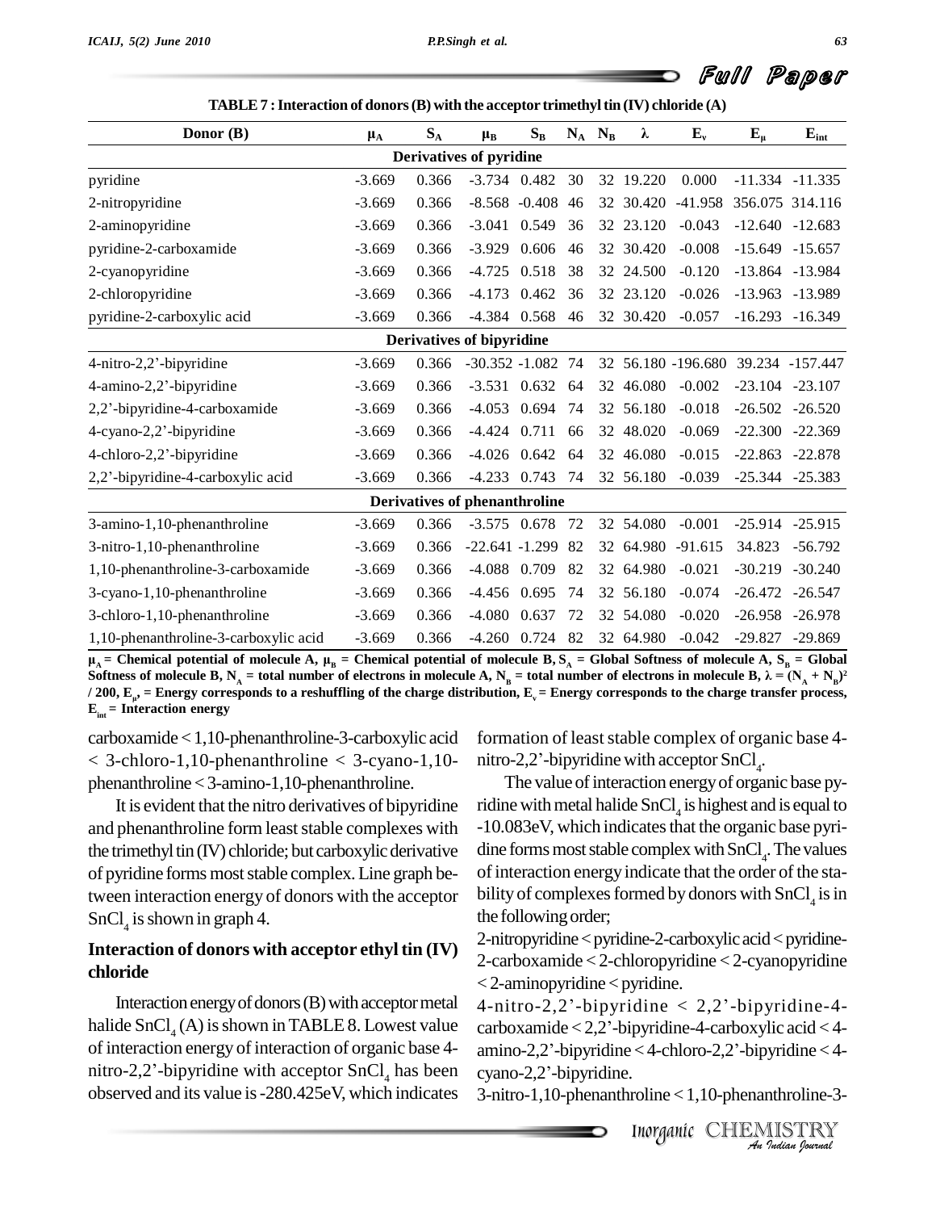**TABLE 7 : Interaction of donors (B) with the acceptor trimethyl tin (IV) chloride (A)**

| Donor (B) | $\mu_A$ | $S_A$ | $\mu_B$ | $S_B$ | $N_A$ | $N_B$ | $\lambda$ | $E_v$ | $E_\mu$ | $E_{int}$ |
|---|---|---|---|---|---|---|---|---|---|---|
| **Derivatives of pyridine** | | | | | | | | | | |
| pyridine | -3.669 | 0.366 | -3.734 | 0.482 | 30 | 32 | 19.220 | 0.000 | -11.334 | -11.335 |
| 2-nitropyridine | -3.669 | 0.366 | -8.568 | -0.408 | 46 | 32 | 30.420 | -41.958 | 356.075 | 314.116 |
| 2-aminopyridine | -3.669 | 0.366 | -3.041 | 0.549 | 36 | 32 | 23.120 | -0.043 | -12.640 | -12.683 |
| pyridine-2-carboxamide | -3.669 | 0.366 | -3.929 | 0.606 | 46 | 32 | 30.420 | -0.008 | -15.649 | -15.657 |
| 2-cyanopyridine | -3.669 | 0.366 | -4.725 | 0.518 | 38 | 32 | 24.500 | -0.120 | -13.864 | -13.984 |
| 2-chloropyridine | -3.669 | 0.366 | -4.173 | 0.462 | 36 | 32 | 23.120 | -0.026 | -13.963 | -13.989 |
| pyridine-2-carboxylic acid | -3.669 | 0.366 | -4.384 | 0.568 | 46 | 32 | 30.420 | -0.057 | -16.293 | -16.349 |
| **Derivatives of bipyridine** | | | | | | | | | | |
| 4-nitro-2,2'-bipyridine | -3.669 | 0.366 | -30.352 | -1.082 | 74 | 32 | 56.180 | -196.680 | 39.234 | -157.447 |
| 4-amino-2,2'-bipyridine | -3.669 | 0.366 | -3.531 | 0.632 | 64 | 32 | 46.080 | -0.002 | -23.104 | -23.107 |
| 2,2'-bipyridine-4-carboxamide | -3.669 | 0.366 | -4.053 | 0.694 | 74 | 32 | 56.180 | -0.018 | -26.502 | -26.520 |
| 4-cyano-2,2'-bipyridine | -3.669 | 0.366 | -4.424 | 0.711 | 66 | 32 | 48.020 | -0.069 | -22.300 | -22.369 |
| 4-chloro-2,2'-bipyridine | -3.669 | 0.366 | -4.026 | 0.642 | 64 | 32 | 46.080 | -0.015 | -22.863 | -22.878 |
| 2,2'-bipyridine-4-carboxylic acid | -3.669 | 0.366 | -4.233 | 0.743 | 74 | 32 | 56.180 | -0.039 | -25.344 | -25.383 |
| **Derivatives of phenanthroline** | | | | | | | | | | |
| 3-amino-1,10-phenanthroline | -3.669 | 0.366 | -3.575 | 0.678 | 72 | 32 | 54.080 | -0.001 | -25.914 | -25.915 |
| 3-nitro-1,10-phenanthroline | -3.669 | 0.366 | -22.641 | -1.299 | 82 | 32 | 64.980 | -91.615 | 34.823 | -56.792 |
| 1,10-phenanthroline-3-carboxamide | -3.669 | 0.366 | -4.088 | 0.709 | 82 | 32 | 64.980 | -0.021 | -30.219 | -30.240 |
| 3-cyano-1,10-phenanthroline | -3.669 | 0.366 | -4.456 | 0.695 | 74 | 32 | 56.180 | -0.074 | -26.472 | -26.547 |
| 3-chloro-1,10-phenanthroline | -3.669 | 0.366 | -4.080 | 0.637 | 72 | 32 | 54.080 | -0.020 | -26.958 | -26.978 |
| 1,10-phenanthroline-3-carboxylic acid | -3.669 | 0.366 | -4.260 | 0.724 | 82 | 32 | 64.980 | -0.042 | -29.827 | -29.869 |

**$\mu_A$ = Chemical potential of molecule A, $\mu_B$ = Chemical potential of molecule B, $S_A$ = Global Softness of molecule A, $S_B$ = Global Softness of molecule B, $N_A$ = total number of electrons in molecule A, $N_B$ = total number of electrons in molecule B, $\lambda = (N_A + N_B)^2 / 200$, $E_\mu$, = Energy corresponds to a reshuffling of the charge distribution, $E_v$ = Energy corresponds to the charge transfer process, $E_{int}$ = Interaction energy**

carboxamide < 1,10-phenanthroline-3-carboxylic acid < 3-chloro-1,10-phenanthroline < 3-cyano-1,10-phenanthroline < 3-amino-1,10-phenanthroline.

It is evident that the nitro derivatives of bipyridine and phenanthroline form least stable complexes with the trimethyl tin (IV) chloride; but carboxylic derivative of pyridine forms most stable complex. Line graph between interaction energy of donors with the acceptor $SnCl_4$ is shown in graph 4.

## Interaction of donors with acceptor ethyl tin (IV) chloride

Interaction energy of donors (B) with acceptor metal halide $SnCl_4$ (A) is shown in TABLE 8. Lowest value of interaction energy of interaction of organic base 4-nitro-2,2'-bipyridine with acceptor $SnCl_4$ has been observed and its value is -280.425eV, which indicates formation of least stable complex of organic base 4-nitro-2,2'-bipyridine with acceptor $SnCl_4$.

The value of interaction energy of organic base pyridine with metal halide $SnCl_4$ is highest and is equal to -10.083eV, which indicates that the organic base pyridine forms most stable complex with $SnCl_4$. The values of interaction energy indicate that the order of the stability of complexes formed by donors with $SnCl_4$ is in the following order;

2-nitropyridine < pyridine-2-carboxylic acid < pyridine-2-carboxamide < 2-chloropyridine < 2-cyanopyridine < 2-aminopyridine < pyridine.

4-nitro-2,2'-bipyridine < 2,2'-bipyridine-4-carboxamide < 2,2'-bipyridine-4-carboxylic acid < 4-amino-2,2'-bipyridine < 4-chloro-2,2'-bipyridine < 4-cyano-2,2'-bipyridine.

3-nitro-1,10-phenanthroline < 1,10-phenanthroline-3-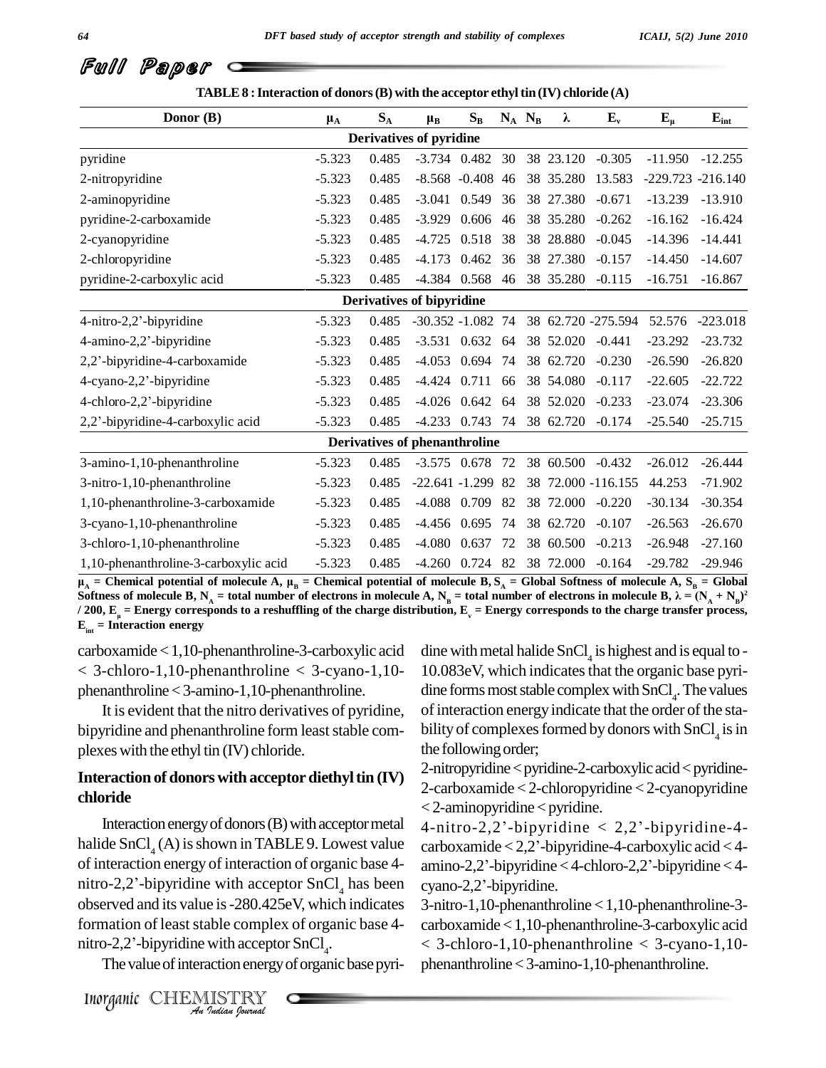**TABLE 8 : Interaction of donors (B) with the acceptor ethyl tin (IV) chloride (A)**

| Donor (B) | $\mu_A$ | $S_A$ | $\mu_B$ | $S_B$ | $N_A$ | $N_B$ | $\lambda$ | $E_v$ | $E_\mu$ | $E_{int}$ |
|---|---|---|---|---|---|---|---|---|---|---|
| **Derivatives of pyridine** | | | | | | | | | | |
| pyridine | -5.323 | 0.485 | -3.734 | 0.482 | 30 | 38 | 23.120 | -0.305 | -11.950 | -12.255 |
| 2-nitropyridine | -5.323 | 0.485 | -8.568 | -0.408 | 46 | 38 | 35.280 | 13.583 | -229.723 | -216.140 |
| 2-aminopyridine | -5.323 | 0.485 | -3.041 | 0.549 | 36 | 38 | 27.380 | -0.671 | -13.239 | -13.910 |
| pyridine-2-carboxamide | -5.323 | 0.485 | -3.929 | 0.606 | 46 | 38 | 35.280 | -0.262 | -16.162 | -16.424 |
| 2-cyanopyridine | -5.323 | 0.485 | -4.725 | 0.518 | 38 | 38 | 28.880 | -0.045 | -14.396 | -14.441 |
| 2-chloropyridine | -5.323 | 0.485 | -4.173 | 0.462 | 36 | 38 | 27.380 | -0.157 | -14.450 | -14.607 |
| pyridine-2-carboxylic acid | -5.323 | 0.485 | -4.384 | 0.568 | 46 | 38 | 35.280 | -0.115 | -16.751 | -16.867 |
| **Derivatives of bipyridine** | | | | | | | | | | |
| 4-nitro-2,2'-bipyridine | -5.323 | 0.485 | -30.352 | -1.082 | 74 | 38 | 62.720 | -275.594 | 52.576 | -223.018 |
| 4-amino-2,2'-bipyridine | -5.323 | 0.485 | -3.531 | 0.632 | 64 | 38 | 52.020 | -0.441 | -23.292 | -23.732 |
| 2,2'-bipyridine-4-carboxamide | -5.323 | 0.485 | -4.053 | 0.694 | 74 | 38 | 62.720 | -0.230 | -26.590 | -26.820 |
| 4-cyano-2,2'-bipyridine | -5.323 | 0.485 | -4.424 | 0.711 | 66 | 38 | 54.080 | -0.117 | -22.605 | -22.722 |
| 4-chloro-2,2'-bipyridine | -5.323 | 0.485 | -4.026 | 0.642 | 64 | 38 | 52.020 | -0.233 | -23.074 | -23.306 |
| 2,2'-bipyridine-4-carboxylic acid | -5.323 | 0.485 | -4.233 | 0.743 | 74 | 38 | 62.720 | -0.174 | -25.540 | -25.715 |
| **Derivatives of phenanthroline** | | | | | | | | | | |
| 3-amino-1,10-phenanthroline | -5.323 | 0.485 | -3.575 | 0.678 | 72 | 38 | 60.500 | -0.432 | -26.012 | -26.444 |
| 3-nitro-1,10-phenanthroline | -5.323 | 0.485 | -22.641 | -1.299 | 82 | 38 | 72.000 | -116.155 | 44.253 | -71.902 |
| 1,10-phenanthroline-3-carboxamide | -5.323 | 0.485 | -4.088 | 0.709 | 82 | 38 | 72.000 | -0.220 | -30.134 | -30.354 |
| 3-cyano-1,10-phenanthroline | -5.323 | 0.485 | -4.456 | 0.695 | 74 | 38 | 62.720 | -0.107 | -26.563 | -26.670 |
| 3-chloro-1,10-phenanthroline | -5.323 | 0.485 | -4.080 | 0.637 | 72 | 38 | 60.500 | -0.213 | -26.948 | -27.160 |
| 1,10-phenanthroline-3-carboxylic acid | -5.323 | 0.485 | -4.260 | 0.724 | 82 | 38 | 72.000 | -0.164 | -29.782 | -29.946 |

**$\mu_A$ = Chemical potential of molecule A, $\mu_B$ = Chemical potential of molecule B, $S_A$ = Global Softness of molecule A, $S_B$ = Global Softness of molecule B, $N_A$ = total number of electrons in molecule A, $N_B$ = total number of electrons in molecule B, $\lambda = (N_A + N_B)^2 / 200$, $E_\mu$ = Energy corresponds to a reshuffling of the charge distribution, $E_v$ = Energy corresponds to the charge transfer process, $E_{int}$ = Interaction energy**

carboxamide < 1,10-phenanthroline-3-carboxylic acid < 3-chloro-1,10-phenanthroline < 3-cyano-1,10-phenanthroline < 3-amino-1,10-phenanthroline.

It is evident that the nitro derivatives of pyridine, bipyridine and phenanthroline form least stable complexes with the ethyl tin (IV) chloride.

## Interaction of donors with acceptor diethyl tin (IV) chloride

Interaction energy of donors (B) with acceptor metal halide $SnCl_4$ (A) is shown in TABLE 9. Lowest value of interaction energy of interaction of organic base 4-nitro-2,2'-bipyridine with acceptor $SnCl_4$ has been observed and its value is -280.425eV, which indicates formation of least stable complex of organic base 4-nitro-2,2'-bipyridine with acceptor $SnCl_4$.

The value of interaction energy of organic base pyridine with metal halide $SnCl_4$ is highest and is equal to -10.083eV, which indicates that the organic base pyridine forms most stable complex with $SnCl_4$. The values of interaction energy indicate that the order of the stability of complexes formed by donors with $SnCl_4$ is in the following order;

2-nitropyridine < pyridine-2-carboxylic acid < pyridine-2-carboxamide < 2-chloropyridine < 2-cyanopyridine < 2-aminopyridine < pyridine.

4-nitro-2,2'-bipyridine < 2,2'-bipyridine-4-carboxamide < 2,2'-bipyridine-4-carboxylic acid < 4-amino-2,2'-bipyridine < 4-chloro-2,2'-bipyridine < 4-cyano-2,2'-bipyridine.

3-nitro-1,10-phenanthroline < 1,10-phenanthroline-3-carboxamide < 1,10-phenanthroline-3-carboxylic acid < 3-chloro-1,10-phenanthroline < 3-cyano-1,10-phenanthroline < 3-amino-1,10-phenanthroline.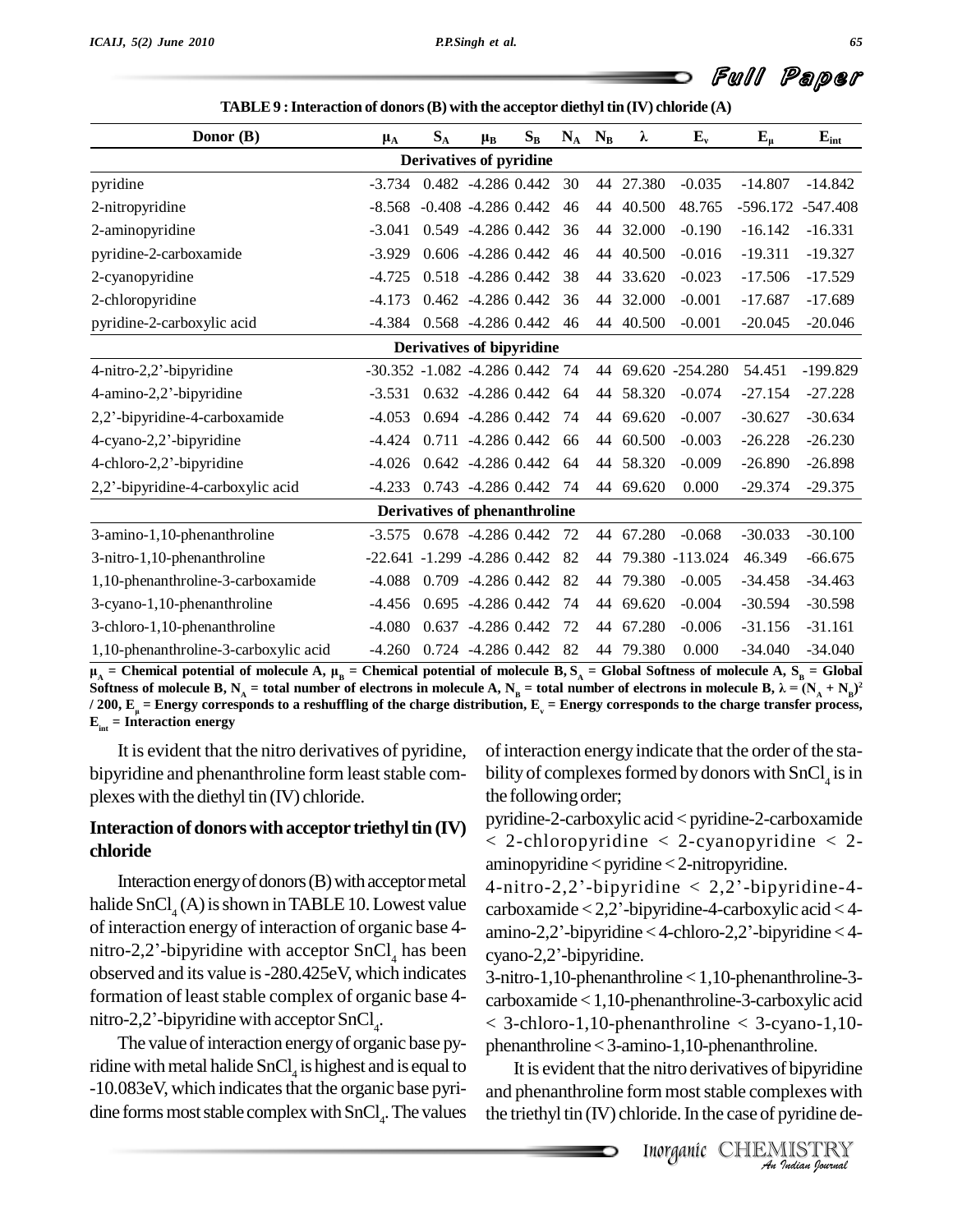**TABLE 9 : Interaction of donors (B) with the acceptor diethyl tin (IV) chloride (A)**

| Donor (B) | $\mu_A$ | $S_A$ | $\mu_B$ | $S_B$ | $N_A$ | $N_B$ | $\lambda$ | $E_v$ | $E_\mu$ | $E_{int}$ |
|---|---|---|---|---|---|---|---|---|---|---|
| **Derivatives of pyridine** | | | | | | | | | | |
| pyridine | -3.734 | 0.482 | -4.286 | 0.442 | 30 | 44 | 27.380 | -0.035 | -14.807 | -14.842 |
| 2-nitropyridine | -8.568 | -0.408 | -4.286 | 0.442 | 46 | 44 | 40.500 | 48.765 | -596.172 | -547.408 |
| 2-aminopyridine | -3.041 | 0.549 | -4.286 | 0.442 | 36 | 44 | 32.000 | -0.190 | -16.142 | -16.331 |
| pyridine-2-carboxamide | -3.929 | 0.606 | -4.286 | 0.442 | 46 | 44 | 40.500 | -0.016 | -19.311 | -19.327 |
| 2-cyanopyridine | -4.725 | 0.518 | -4.286 | 0.442 | 38 | 44 | 33.620 | -0.023 | -17.506 | -17.529 |
| 2-chloropyridine | -4.173 | 0.462 | -4.286 | 0.442 | 36 | 44 | 32.000 | -0.001 | -17.687 | -17.689 |
| pyridine-2-carboxylic acid | -4.384 | 0.568 | -4.286 | 0.442 | 46 | 44 | 40.500 | -0.001 | -20.045 | -20.046 |
| **Derivatives of bipyridine** | | | | | | | | | | |
| 4-nitro-2,2'-bipyridine | -30.352 | -1.082 | -4.286 | 0.442 | 74 | 44 | 69.620 | -254.280 | 54.451 | -199.829 |
| 4-amino-2,2'-bipyridine | -3.531 | 0.632 | -4.286 | 0.442 | 64 | 44 | 58.320 | -0.074 | -27.154 | -27.228 |
| 2,2'-bipyridine-4-carboxamide | -4.053 | 0.694 | -4.286 | 0.442 | 74 | 44 | 69.620 | -0.007 | -30.627 | -30.634 |
| 4-cyano-2,2'-bipyridine | -4.424 | 0.711 | -4.286 | 0.442 | 66 | 44 | 60.500 | -0.003 | -26.228 | -26.230 |
| 4-chloro-2,2'-bipyridine | -4.026 | 0.642 | -4.286 | 0.442 | 64 | 44 | 58.320 | -0.009 | -26.890 | -26.898 |
| 2,2'-bipyridine-4-carboxylic acid | -4.233 | 0.743 | -4.286 | 0.442 | 74 | 44 | 69.620 | 0.000 | -29.374 | -29.375 |
| **Derivatives of phenanthroline** | | | | | | | | | | |
| 3-amino-1,10-phenanthroline | -3.575 | 0.678 | -4.286 | 0.442 | 72 | 44 | 67.280 | -0.068 | -30.033 | -30.100 |
| 3-nitro-1,10-phenanthroline | -22.641 | -1.299 | -4.286 | 0.442 | 82 | 44 | 79.380 | -113.024 | 46.349 | -66.675 |
| 1,10-phenanthroline-3-carboxamide | -4.088 | 0.709 | -4.286 | 0.442 | 82 | 44 | 79.380 | -0.005 | -34.458 | -34.463 |
| 3-cyano-1,10-phenanthroline | -4.456 | 0.695 | -4.286 | 0.442 | 74 | 44 | 69.620 | -0.004 | -30.594 | -30.598 |
| 3-chloro-1,10-phenanthroline | -4.080 | 0.637 | -4.286 | 0.442 | 72 | 44 | 67.280 | -0.006 | -31.156 | -31.161 |
| 1,10-phenanthroline-3-carboxylic acid | -4.260 | 0.724 | -4.286 | 0.442 | 82 | 44 | 79.380 | 0.000 | -34.040 | -34.040 |

**$\mu_A$ = Chemical potential of molecule A, $\mu_B$ = Chemical potential of molecule B, $S_A$ = Global Softness of molecule A, $S_B$ = Global Softness of molecule B, $N_A$ = total number of electrons in molecule A, $N_B$ = total number of electrons in molecule B, $\lambda = (N_A + N_B)^2 / 200$, $E_\mu$ = Energy corresponds to a reshuffling of the charge distribution, $E_v$ = Energy corresponds to the charge transfer process, $E_{int}$ = Interaction energy**

It is evident that the nitro derivatives of pyridine, bipyridine and phenanthroline form least stable complexes with the diethyl tin (IV) chloride.

## Interaction of donors with acceptor triethyl tin (IV) chloride

Interaction energy of donors (B) with acceptor metal halide $SnCl_4$ (A) is shown in TABLE 10. Lowest value of interaction energy of interaction of organic base 4-nitro-2,2'-bipyridine with acceptor $SnCl_4$ has been observed and its value is -280.425eV, which indicates formation of least stable complex of organic base 4-nitro-2,2'-bipyridine with acceptor $SnCl_4$.

The value of interaction energy of organic base pyridine with metal halide $SnCl_4$ is highest and is equal to -10.083eV, which indicates that the organic base pyridine forms most stable complex with $SnCl_4$. The values of interaction energy indicate that the order of the stability of complexes formed by donors with $SnCl_4$ is in the following order;

pyridine-2-carboxylic acid < pyridine-2-carboxamide < 2-chloropyridine < 2-cyanopyridine < 2-aminopyridine < pyridine < 2-nitropyridine.

4-nitro-2,2'-bipyridine < 2,2'-bipyridine-4-carboxamide < 2,2'-bipyridine-4-carboxylic acid < 4-amino-2,2'-bipyridine < 4-chloro-2,2'-bipyridine < 4-cyano-2,2'-bipyridine.

3-nitro-1,10-phenanthroline < 1,10-phenanthroline-3-carboxamide < 1,10-phenanthroline-3-carboxylic acid < 3-chloro-1,10-phenanthroline < 3-cyano-1,10-phenanthroline < 3-amino-1,10-phenanthroline.

It is evident that the nitro derivatives of bipyridine and phenanthroline form most stable complexes with the triethyl tin (IV) chloride. In the case of pyridine de-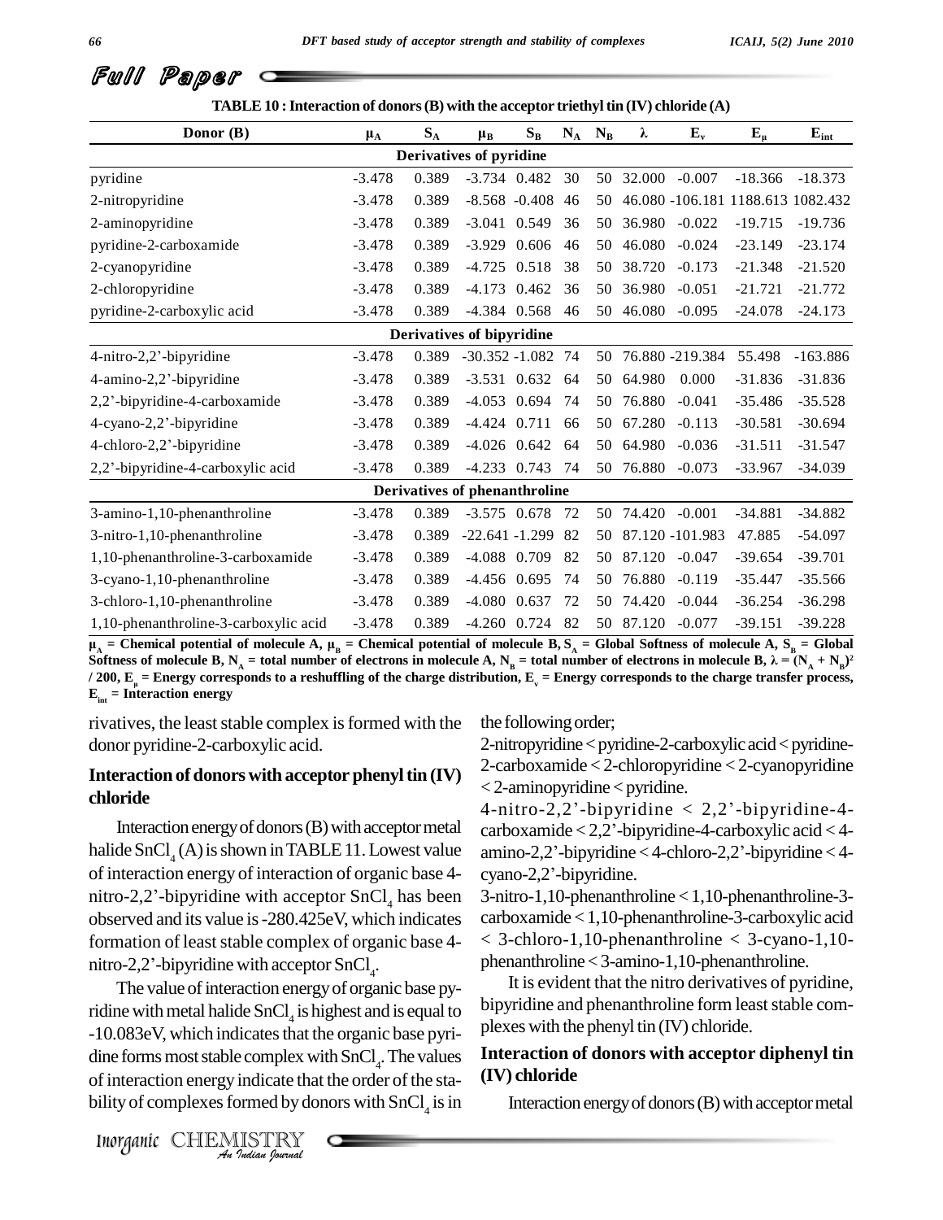**TABLE 10 : Interaction of donors (B) with the acceptor triethyl tin (IV) chloride (A)**

| Donor (B) | $\mu_A$ | $S_A$ | $\mu_B$ | $S_B$ | $N_A$ | $N_B$ | $\lambda$ | $E_v$ | $E_\mu$ | $E_{int}$ |
|---|---|---|---|---|---|---|---|---|---|---|
| **Derivatives of pyridine** | | | | | | | | | | |
| pyridine | -3.478 | 0.389 | -3.734 | 0.482 | 30 | 50 | 32.000 | -0.007 | -18.366 | -18.373 |
| 2-nitropyridine | -3.478 | 0.389 | -8.568 | -0.408 | 46 | 50 | 46.080 | -106.181 | 1188.613 | 1082.432 |
| 2-aminopyridine | -3.478 | 0.389 | -3.041 | 0.549 | 36 | 50 | 36.980 | -0.022 | -19.715 | -19.736 |
| pyridine-2-carboxamide | -3.478 | 0.389 | -3.929 | 0.606 | 46 | 50 | 46.080 | -0.024 | -23.149 | -23.174 |
| 2-cyanopyridine | -3.478 | 0.389 | -4.725 | 0.518 | 38 | 50 | 38.720 | -0.173 | -21.348 | -21.520 |
| 2-chloropyridine | -3.478 | 0.389 | -4.173 | 0.462 | 36 | 50 | 36.980 | -0.051 | -21.721 | -21.772 |
| pyridine-2-carboxylic acid | -3.478 | 0.389 | -4.384 | 0.568 | 46 | 50 | 46.080 | -0.095 | -24.078 | -24.173 |
| **Derivatives of bipyridine** | | | | | | | | | | |
| 4-nitro-2,2'-bipyridine | -3.478 | 0.389 | -30.352 | -1.082 | 74 | 50 | 76.880 | -219.384 | 55.498 | -163.886 |
| 4-amino-2,2'-bipyridine | -3.478 | 0.389 | -3.531 | 0.632 | 64 | 50 | 64.980 | 0.000 | -31.836 | -31.836 |
| 2,2'-bipyridine-4-carboxamide | -3.478 | 0.389 | -4.053 | 0.694 | 74 | 50 | 76.880 | -0.041 | -35.486 | -35.528 |
| 4-cyano-2,2'-bipyridine | -3.478 | 0.389 | -4.424 | 0.711 | 66 | 50 | 67.280 | -0.113 | -30.581 | -30.694 |
| 4-chloro-2,2'-bipyridine | -3.478 | 0.389 | -4.026 | 0.642 | 64 | 50 | 64.980 | -0.036 | -31.511 | -31.547 |
| 2,2'-bipyridine-4-carboxylic acid | -3.478 | 0.389 | -4.233 | 0.743 | 74 | 50 | 76.880 | -0.073 | -33.967 | -34.039 |
| **Derivatives of phenanthroline** | | | | | | | | | | |
| 3-amino-1,10-phenanthroline | -3.478 | 0.389 | -3.575 | 0.678 | 72 | 50 | 74.420 | -0.001 | -34.881 | -34.882 |
| 3-nitro-1,10-phenanthroline | -3.478 | 0.389 | -22.641 | -1.299 | 82 | 50 | 87.120 | -101.983 | 47.885 | -54.097 |
| 1,10-phenanthroline-3-carboxamide | -3.478 | 0.389 | -4.088 | 0.709 | 82 | 50 | 87.120 | -0.047 | -39.654 | -39.701 |
| 3-cyano-1,10-phenanthroline | -3.478 | 0.389 | -4.456 | 0.695 | 74 | 50 | 76.880 | -0.119 | -35.447 | -35.566 |
| 3-chloro-1,10-phenanthroline | -3.478 | 0.389 | -4.080 | 0.637 | 72 | 50 | 74.420 | -0.044 | -36.254 | -36.298 |
| 1,10-phenanthroline-3-carboxylic acid | -3.478 | 0.389 | -4.260 | 0.724 | 82 | 50 | 87.120 | -0.077 | -39.151 | -39.228 |

**$\mu_A$ = Chemical potential of molecule A, $\mu_B$ = Chemical potential of molecule B, $S_A$ = Global Softness of molecule A, $S_B$ = Global Softness of molecule B, $N_A$ = total number of electrons in molecule A, $N_B$ = total number of electrons in molecule B, $\lambda = (N_A + N_B)^2 / 200$, $E_\mu$ = Energy corresponds to a reshuffling of the charge distribution, $E_v$ = Energy corresponds to the charge transfer process, $E_{int}$ = Interaction energy**

rivatives, the least stable complex is formed with the donor pyridine-2-carboxylic acid.

## Interaction of donors with acceptor phenyl tin (IV) chloride

Interaction energy of donors (B) with acceptor metal halide $SnCl_4$ (A) is shown in TABLE 11. Lowest value of interaction energy of interaction of organic base 4-nitro-2,2'-bipyridine with acceptor $SnCl_4$ has been observed and its value is -280.425eV, which indicates formation of least stable complex of organic base 4-nitro-2,2'-bipyridine with acceptor $SnCl_4$.

The value of interaction energy of organic base pyridine with metal halide $SnCl_4$ is highest and is equal to -10.083eV, which indicates that the organic base pyridine forms most stable complex with $SnCl_4$. The values of interaction energy indicate that the order of the stability of complexes formed by donors with $SnCl_4$ is in the following order;

2-nitropyridine < pyridine-2-carboxylic acid < pyridine-2-carboxamide < 2-chloropyridine < 2-cyanopyridine < 2-aminopyridine < pyridine.

4-nitro-2,2'-bipyridine < 2,2'-bipyridine-4-carboxamide < 2,2'-bipyridine-4-carboxylic acid < 4-amino-2,2'-bipyridine < 4-chloro-2,2'-bipyridine < 4-cyano-2,2'-bipyridine.

3-nitro-1,10-phenanthroline < 1,10-phenanthroline-3-carboxamide < 1,10-phenanthroline-3-carboxylic acid < 3-chloro-1,10-phenanthroline < 3-cyano-1,10-phenanthroline < 3-amino-1,10-phenanthroline.

It is evident that the nitro derivatives of pyridine, bipyridine and phenanthroline form least stable complexes with the phenyl tin (IV) chloride.

## Interaction of donors with acceptor diphenyl tin (IV) chloride

Interaction energy of donors (B) with acceptor metal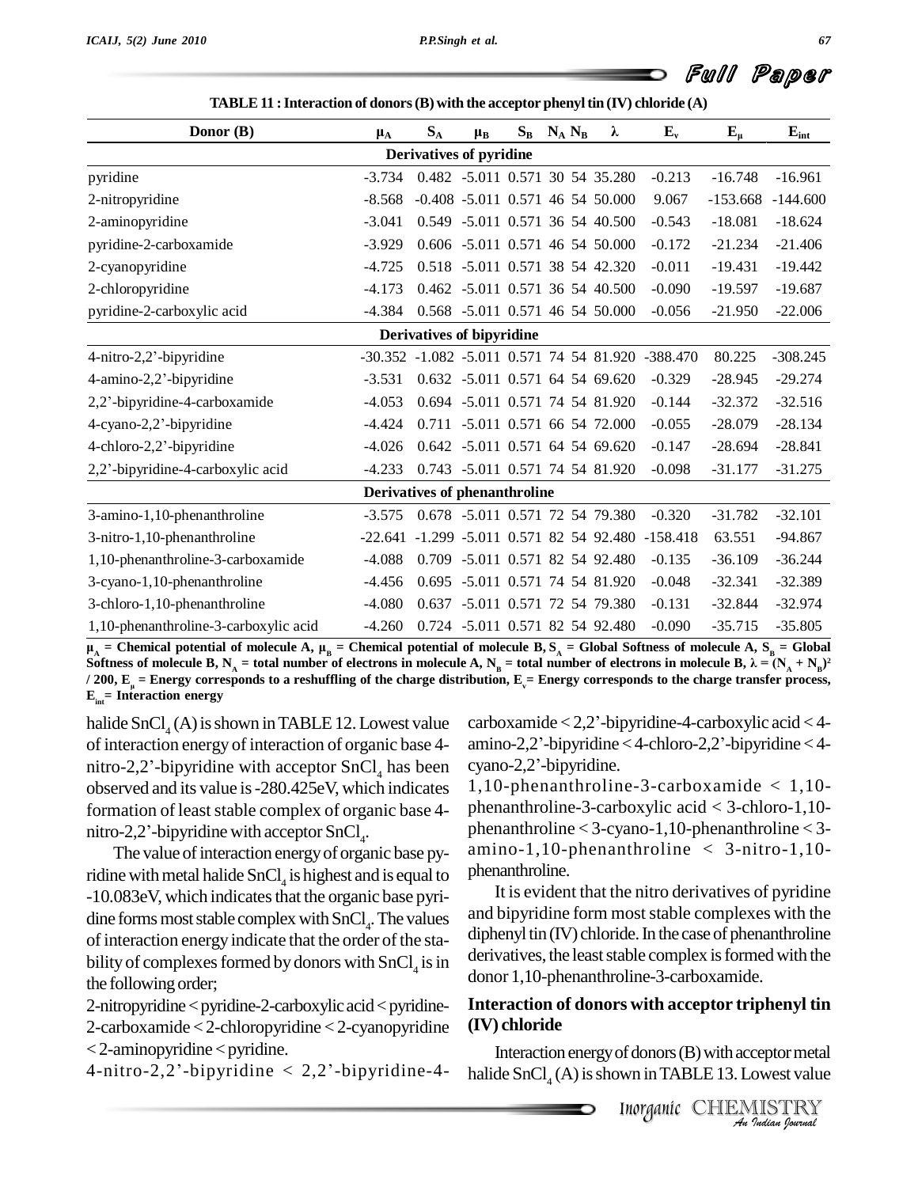**TABLE 11 : Interaction of donors (B) with the acceptor phenyl tin (IV) chloride (A)**

| Donor (B) | $\mu_A$ | $S_A$ | $\mu_B$ | $S_B$ | $N_A$ | $N_B$ | $\lambda$ | $E_v$ | $E_\mu$ | $E_{int}$ |
|---|---|---|---|---|---|---|---|---|---|---|
| **Derivatives of pyridine** | | | | | | | | | | |
| pyridine | -3.734 | 0.482 | -5.011 | 0.571 | 30 | 54 | 35.280 | -0.213 | -16.748 | -16.961 |
| 2-nitropyridine | -8.568 | -0.408 | -5.011 | 0.571 | 46 | 54 | 50.000 | 9.067 | -153.668 | -144.600 |
| 2-aminopyridine | -3.041 | 0.549 | -5.011 | 0.571 | 36 | 54 | 40.500 | -0.543 | -18.081 | -18.624 |
| pyridine-2-carboxamide | -3.929 | 0.606 | -5.011 | 0.571 | 46 | 54 | 50.000 | -0.172 | -21.234 | -21.406 |
| 2-cyanopyridine | -4.725 | 0.518 | -5.011 | 0.571 | 38 | 54 | 42.320 | -0.011 | -19.431 | -19.442 |
| 2-chloropyridine | -4.173 | 0.462 | -5.011 | 0.571 | 36 | 54 | 40.500 | -0.090 | -19.597 | -19.687 |
| pyridine-2-carboxylic acid | -4.384 | 0.568 | -5.011 | 0.571 | 46 | 54 | 50.000 | -0.056 | -21.950 | -22.006 |
| **Derivatives of bipyridine** | | | | | | | | | | |
| 4-nitro-2,2'-bipyridine | -30.352 | -1.082 | -5.011 | 0.571 | 74 | 54 | 81.920 | -388.470 | 80.225 | -308.245 |
| 4-amino-2,2'-bipyridine | -3.531 | 0.632 | -5.011 | 0.571 | 64 | 54 | 69.620 | -0.329 | -28.945 | -29.274 |
| 2,2'-bipyridine-4-carboxamide | -4.053 | 0.694 | -5.011 | 0.571 | 74 | 54 | 81.920 | -0.144 | -32.372 | -32.516 |
| 4-cyano-2,2'-bipyridine | -4.424 | 0.711 | -5.011 | 0.571 | 66 | 54 | 72.000 | -0.055 | -28.079 | -28.134 |
| 4-chloro-2,2'-bipyridine | -4.026 | 0.642 | -5.011 | 0.571 | 64 | 54 | 69.620 | -0.147 | -28.694 | -28.841 |
| 2,2'-bipyridine-4-carboxylic acid | -4.233 | 0.743 | -5.011 | 0.571 | 74 | 54 | 81.920 | -0.098 | -31.177 | -31.275 |
| **Derivatives of phenanthroline** | | | | | | | | | | |
| 3-amino-1,10-phenanthroline | -3.575 | 0.678 | -5.011 | 0.571 | 72 | 54 | 79.380 | -0.320 | -31.782 | -32.101 |
| 3-nitro-1,10-phenanthroline | -22.641 | -1.299 | -5.011 | 0.571 | 82 | 54 | 92.480 | -158.418 | 63.551 | -94.867 |
| 1,10-phenanthroline-3-carboxamide | -4.088 | 0.709 | -5.011 | 0.571 | 82 | 54 | 92.480 | -0.135 | -36.109 | -36.244 |
| 3-cyano-1,10-phenanthroline | -4.456 | 0.695 | -5.011 | 0.571 | 74 | 54 | 81.920 | -0.048 | -32.341 | -32.389 |
| 3-chloro-1,10-phenanthroline | -4.080 | 0.637 | -5.011 | 0.571 | 72 | 54 | 79.380 | -0.131 | -32.844 | -32.974 |
| 1,10-phenanthroline-3-carboxylic acid | -4.260 | 0.724 | -5.011 | 0.571 | 82 | 54 | 92.480 | -0.090 | -35.715 | -35.805 |

**$\mu_A$ = Chemical potential of molecule A, $\mu_B$ = Chemical potential of molecule B, $S_A$ = Global Softness of molecule A, $S_B$ = Global Softness of molecule B, $N_A$ = total number of electrons in molecule A, $N_B$ = total number of electrons in molecule B, $\lambda = (N_A + N_B)^2 / 200$, $E_\mu$ = Energy corresponds to a reshuffling of the charge distribution, $E_v$ = Energy corresponds to the charge transfer process, $E_{int}$ = Interaction energy**

halide $SnCl_4$ (A) is shown in TABLE 12. Lowest value of interaction energy of interaction of organic base 4-nitro-2,2'-bipyridine with acceptor $SnCl_4$ has been observed and its value is -280.425eV, which indicates formation of least stable complex of organic base 4-nitro-2,2'-bipyridine with acceptor $SnCl_4$.

The value of interaction energy of organic base pyridine with metal halide $SnCl_4$ is highest and is equal to -10.083eV, which indicates that the organic base pyridine forms most stable complex with $SnCl_4$. The values of interaction energy indicate that the order of the stability of complexes formed by donors with $SnCl_4$ is in the following order;

2-nitropyridine < pyridine-2-carboxylic acid < pyridine-2-carboxamide < 2-chloropyridine < 2-cyanopyridine < 2-aminopyridine < pyridine.

4-nitro-2,2'-bipyridine < 2,2'-bipyridine-4-carboxamide < 2,2'-bipyridine-4-carboxylic acid < 4-amino-2,2'-bipyridine < 4-chloro-2,2'-bipyridine < 4-cyano-2,2'-bipyridine.

1,10-phenanthroline-3-carboxamide < 1,10-phenanthroline-3-carboxylic acid < 3-chloro-1,10-phenanthroline < 3-cyano-1,10-phenanthroline < 3-amino-1,10-phenanthroline < 3-nitro-1,10-phenanthroline.

It is evident that the nitro derivatives of pyridine and bipyridine form most stable complexes with the diphenyl tin (IV) chloride. In the case of phenanthroline derivatives, the least stable complex is formed with the donor 1,10-phenanthroline-3-carboxamide.

### Interaction of donors with acceptor triphenyl tin (IV) chloride

Interaction energy of donors (B) with acceptor metal halide $SnCl_4$ (A) is shown in TABLE 13. Lowest value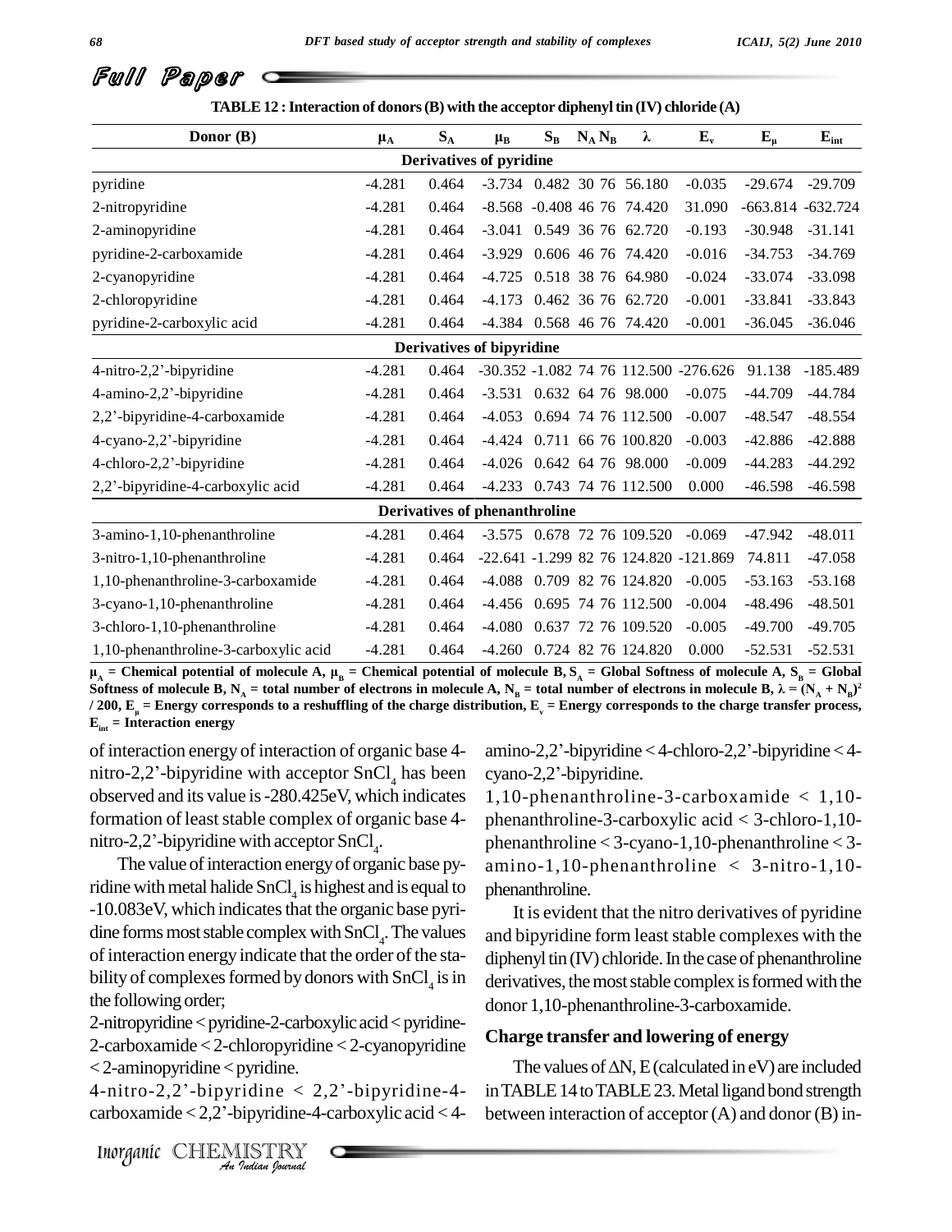**TABLE 12 : Interaction of donors (B) with the acceptor diphenyl tin (IV) chloride (A)**

| Donor (B) | $\mu_A$ | $S_A$ | $\mu_B$ | $S_B$ | $N_A$ | $N_B$ | $\lambda$ | $E_v$ | $E_\mu$ | $E_{int}$ |
|---|---|---|---|---|---|---|---|---|---|---|
| **Derivatives of pyridine** | | | | | | | | | | |
| pyridine | -4.281 | 0.464 | -3.734 | 0.482 | 30 | 76 | 56.180 | -0.035 | -29.674 | -29.709 |
| 2-nitropyridine | -4.281 | 0.464 | -8.568 | -0.408 | 46 | 76 | 74.420 | 31.090 | -663.814 | -632.724 |
| 2-aminopyridine | -4.281 | 0.464 | -3.041 | 0.549 | 36 | 76 | 62.720 | -0.193 | -30.948 | -31.141 |
| pyridine-2-carboxamide | -4.281 | 0.464 | -3.929 | 0.606 | 46 | 76 | 74.420 | -0.016 | -34.753 | -34.769 |
| 2-cyanopyridine | -4.281 | 0.464 | -4.725 | 0.518 | 38 | 76 | 64.980 | -0.024 | -33.074 | -33.098 |
| 2-chloropyridine | -4.281 | 0.464 | -4.173 | 0.462 | 36 | 76 | 62.720 | -0.001 | -33.841 | -33.843 |
| pyridine-2-carboxylic acid | -4.281 | 0.464 | -4.384 | 0.568 | 46 | 76 | 74.420 | -0.001 | -36.045 | -36.046 |
| **Derivatives of bipyridine** | | | | | | | | | | |
| 4-nitro-2,2'-bipyridine | -4.281 | 0.464 | -30.352 | -1.082 | 74 | 76 | 112.500 | -276.626 | 91.138 | -185.489 |
| 4-amino-2,2'-bipyridine | -4.281 | 0.464 | -3.531 | 0.632 | 64 | 76 | 98.000 | -0.075 | -44.709 | -44.784 |
| 2,2'-bipyridine-4-carboxamide | -4.281 | 0.464 | -4.053 | 0.694 | 74 | 76 | 112.500 | -0.007 | -48.547 | -48.554 |
| 4-cyano-2,2'-bipyridine | -4.281 | 0.464 | -4.424 | 0.711 | 66 | 76 | 100.820 | -0.003 | -42.886 | -42.888 |
| 4-chloro-2,2'-bipyridine | -4.281 | 0.464 | -4.026 | 0.642 | 64 | 76 | 98.000 | -0.009 | -44.283 | -44.292 |
| 2,2'-bipyridine-4-carboxylic acid | -4.281 | 0.464 | -4.233 | 0.743 | 74 | 76 | 112.500 | 0.000 | -46.598 | -46.598 |
| **Derivatives of phenanthroline** | | | | | | | | | | |
| 3-amino-1,10-phenanthroline | -4.281 | 0.464 | -3.575 | 0.678 | 72 | 76 | 109.520 | -0.069 | -47.942 | -48.011 |
| 3-nitro-1,10-phenanthroline | -4.281 | 0.464 | -22.641 | -1.299 | 82 | 76 | 124.820 | -121.869 | 74.811 | -47.058 |
| 1,10-phenanthroline-3-carboxamide | -4.281 | 0.464 | -4.088 | 0.709 | 82 | 76 | 124.820 | -0.005 | -53.163 | -53.168 |
| 3-cyano-1,10-phenanthroline | -4.281 | 0.464 | -4.456 | 0.695 | 74 | 76 | 112.500 | -0.004 | -48.496 | -48.501 |
| 3-chloro-1,10-phenanthroline | -4.281 | 0.464 | -4.080 | 0.637 | 72 | 76 | 109.520 | -0.005 | -49.700 | -49.705 |
| 1,10-phenanthroline-3-carboxylic acid | -4.281 | 0.464 | -4.260 | 0.724 | 82 | 76 | 124.820 | 0.000 | -52.531 | -52.531 |

**$\mu_A$ = Chemical potential of molecule A, $\mu_B$ = Chemical potential of molecule B, $S_A$ = Global Softness of molecule A, $S_B$ = Global Softness of molecule B, $N_A$ = total number of electrons in molecule A, $N_B$ = total number of electrons in molecule B, $\lambda = (N_A + N_B)^2 / 200$, $E_\mu$ = Energy corresponds to a reshuffling of the charge distribution, $E_v$ = Energy corresponds to the charge transfer process, $E_{int}$ = Interaction energy**

of interaction energy of interaction of organic base 4-nitro-2,2'-bipyridine with acceptor $SnCl_4$ has been observed and its value is -280.425eV, which indicates formation of least stable complex of organic base 4-nitro-2,2'-bipyridine with acceptor $SnCl_4$.

The value of interaction energy of organic base pyridine with metal halide $SnCl_4$ is highest and is equal to -10.083eV, which indicates that the organic base pyridine forms most stable complex with $SnCl_4$. The values of interaction energy indicate that the order of the stability of complexes formed by donors with $SnCl_4$ is in the following order;

2-nitropyridine < pyridine-2-carboxylic acid < pyridine-2-carboxamide < 2-chloropyridine < 2-cyanopyridine < 2-aminopyridine < pyridine.

4-nitro-2,2'-bipyridine < 2,2'-bipyridine-4-carboxamide < 2,2'-bipyridine-4-carboxylic acid < 4-amino-2,2'-bipyridine < 4-chloro-2,2'-bipyridine < 4-cyano-2,2'-bipyridine.

1,10-phenanthroline-3-carboxamide < 1,10-phenanthroline-3-carboxylic acid < 3-chloro-1,10-phenanthroline < 3-cyano-1,10-phenanthroline < 3-amino-1,10-phenanthroline < 3-nitro-1,10-phenanthroline.

It is evident that the nitro derivatives of pyridine and bipyridine form least stable complexes with the diphenyl tin (IV) chloride. In the case of phenanthroline derivatives, the most stable complex is formed with the donor 1,10-phenanthroline-3-carboxamide.

## Charge transfer and lowering of energy

The values of $\Delta N$, E (calculated in eV) are included in TABLE 14 to TABLE 23. Metal ligand bond strength between interaction of acceptor (A) and donor (B) in-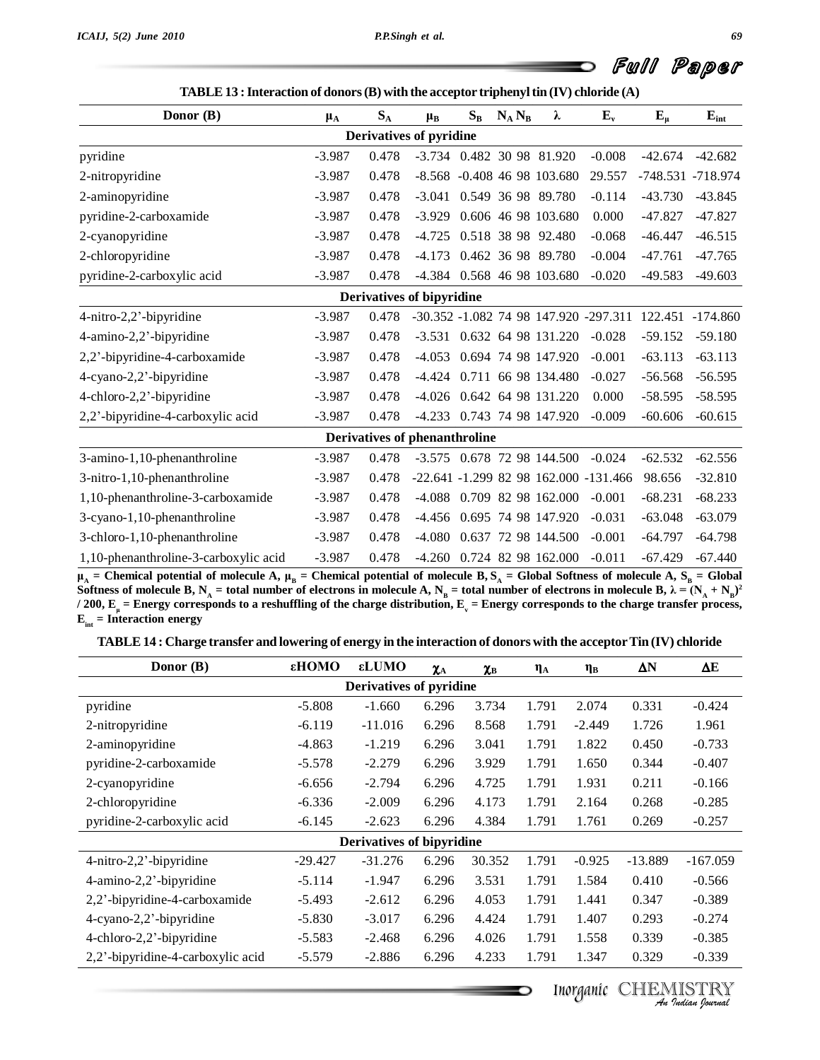**TABLE 13 : Interaction of donors (B) with the acceptor triphenyl tin (IV) chloride (A)**

| Donor (B) | $\mu_A$ | $S_A$ | $\mu_B$ | $S_B$ | $N_A$ | $N_B$ | $\lambda$ | $E_v$ | $E_\mu$ | $E_{int}$ |
|---|---|---|---|---|---|---|---|---|---|---|
| **Derivatives of pyridine** | | | | | | | | | | |
| pyridine | -3.987 | 0.478 | -3.734 | 0.482 | 30 | 98 | 81.920 | -0.008 | -42.674 | -42.682 |
| 2-nitropyridine | -3.987 | 0.478 | -8.568 | -0.408 | 46 | 98 | 103.680 | 29.557 | -748.531 | -718.974 |
| 2-aminopyridine | -3.987 | 0.478 | -3.041 | 0.549 | 36 | 98 | 89.780 | -0.114 | -43.730 | -43.845 |
| pyridine-2-carboxamide | -3.987 | 0.478 | -3.929 | 0.606 | 46 | 98 | 103.680 | 0.000 | -47.827 | -47.827 |
| 2-cyanopyridine | -3.987 | 0.478 | -4.725 | 0.518 | 38 | 98 | 92.480 | -0.068 | -46.447 | -46.515 |
| 2-chloropyridine | -3.987 | 0.478 | -4.173 | 0.462 | 36 | 98 | 89.780 | -0.004 | -47.761 | -47.765 |
| pyridine-2-carboxylic acid | -3.987 | 0.478 | -4.384 | 0.568 | 46 | 98 | 103.680 | -0.020 | -49.583 | -49.603 |
| **Derivatives of bipyridine** | | | | | | | | | | |
| 4-nitro-2,2'-bipyridine | -3.987 | 0.478 | -30.352 | -1.082 | 74 | 98 | 147.920 | -297.311 | 122.451 | -174.860 |
| 4-amino-2,2'-bipyridine | -3.987 | 0.478 | -3.531 | 0.632 | 64 | 98 | 131.220 | -0.028 | -59.152 | -59.180 |
| 2,2'-bipyridine-4-carboxamide | -3.987 | 0.478 | -4.053 | 0.694 | 74 | 98 | 147.920 | -0.001 | -63.113 | -63.113 |
| 4-cyano-2,2'-bipyridine | -3.987 | 0.478 | -4.424 | 0.711 | 66 | 98 | 134.480 | -0.027 | -56.568 | -56.595 |
| 4-chloro-2,2'-bipyridine | -3.987 | 0.478 | -4.026 | 0.642 | 64 | 98 | 131.220 | 0.000 | -58.595 | -58.595 |
| 2,2'-bipyridine-4-carboxylic acid | -3.987 | 0.478 | -4.233 | 0.743 | 74 | 98 | 147.920 | -0.009 | -60.606 | -60.615 |
| **Derivatives of phenanthroline** | | | | | | | | | | |
| 3-amino-1,10-phenanthroline | -3.987 | 0.478 | -3.575 | 0.678 | 72 | 98 | 144.500 | -0.024 | -62.532 | -62.556 |
| 3-nitro-1,10-phenanthroline | -3.987 | 0.478 | -22.641 | -1.299 | 82 | 98 | 162.000 | -131.466 | 98.656 | -32.810 |
| 1,10-phenanthroline-3-carboxamide | -3.987 | 0.478 | -4.088 | 0.709 | 82 | 98 | 162.000 | -0.001 | -68.231 | -68.233 |
| 3-cyano-1,10-phenanthroline | -3.987 | 0.478 | -4.456 | 0.695 | 74 | 98 | 147.920 | -0.031 | -63.048 | -63.079 |
| 3-chloro-1,10-phenanthroline | -3.987 | 0.478 | -4.080 | 0.637 | 72 | 98 | 144.500 | -0.001 | -64.797 | -64.798 |
| 1,10-phenanthroline-3-carboxylic acid | -3.987 | 0.478 | -4.260 | 0.724 | 82 | 98 | 162.000 | -0.011 | -67.429 | -67.440 |

**$\mu_A$ = Chemical potential of molecule A, $\mu_B$ = Chemical potential of molecule B, $S_A$ = Global Softness of molecule A, $S_B$ = Global Softness of molecule B, $N_A$ = total number of electrons in molecule A, $N_B$ = total number of electrons in molecule B, $\lambda = (N_A + N_B)^2 / 200$, $E_\mu$ = Energy corresponds to a reshuffling of the charge distribution, $E_v$ = Energy corresponds to the charge transfer process, $E_{int}$ = Interaction energy**

**TABLE 14 : Charge transfer and lowering of energy in the interaction of donors with the acceptor Tin (IV) chloride**

| Donor (B) | εHOMO | εLUMO | $\chi_A$ | $\chi_B$ | $\eta_A$ | $\eta_B$ | $\Delta N$ | $\Delta E$ |
|---|---|---|---|---|---|---|---|---|
| **Derivatives of pyridine** | | | | | | | | |
| pyridine | -5.808 | -1.660 | 6.296 | 3.734 | 1.791 | 2.074 | 0.331 | -0.424 |
| 2-nitropyridine | -6.119 | -11.016 | 6.296 | 8.568 | 1.791 | -2.449 | 1.726 | 1.961 |
| 2-aminopyridine | -4.863 | -1.219 | 6.296 | 3.041 | 1.791 | 1.822 | 0.450 | -0.733 |
| pyridine-2-carboxamide | -5.578 | -2.279 | 6.296 | 3.929 | 1.791 | 1.650 | 0.344 | -0.407 |
| 2-cyanopyridine | -6.656 | -2.794 | 6.296 | 4.725 | 1.791 | 1.931 | 0.211 | -0.166 |
| 2-chloropyridine | -6.336 | -2.009 | 6.296 | 4.173 | 1.791 | 2.164 | 0.268 | -0.285 |
| pyridine-2-carboxylic acid | -6.145 | -2.623 | 6.296 | 4.384 | 1.791 | 1.761 | 0.269 | -0.257 |
| **Derivatives of bipyridine** | | | | | | | | |
| 4-nitro-2,2'-bipyridine | -29.427 | -31.276 | 6.296 | 30.352 | 1.791 | -0.925 | -13.889 | -167.059 |
| 4-amino-2,2'-bipyridine | -5.114 | -1.947 | 6.296 | 3.531 | 1.791 | 1.584 | 0.410 | -0.566 |
| 2,2'-bipyridine-4-carboxamide | -5.493 | -2.612 | 6.296 | 4.053 | 1.791 | 1.441 | 0.347 | -0.389 |
| 4-cyano-2,2'-bipyridine | -5.830 | -3.017 | 6.296 | 4.424 | 1.791 | 1.407 | 0.293 | -0.274 |
| 4-chloro-2,2'-bipyridine | -5.583 | -2.468 | 6.296 | 4.026 | 1.791 | 1.558 | 0.339 | -0.385 |
| 2,2'-bipyridine-4-carboxylic acid | -5.579 | -2.886 | 6.296 | 4.233 | 1.791 | 1.347 | 0.329 | -0.339 |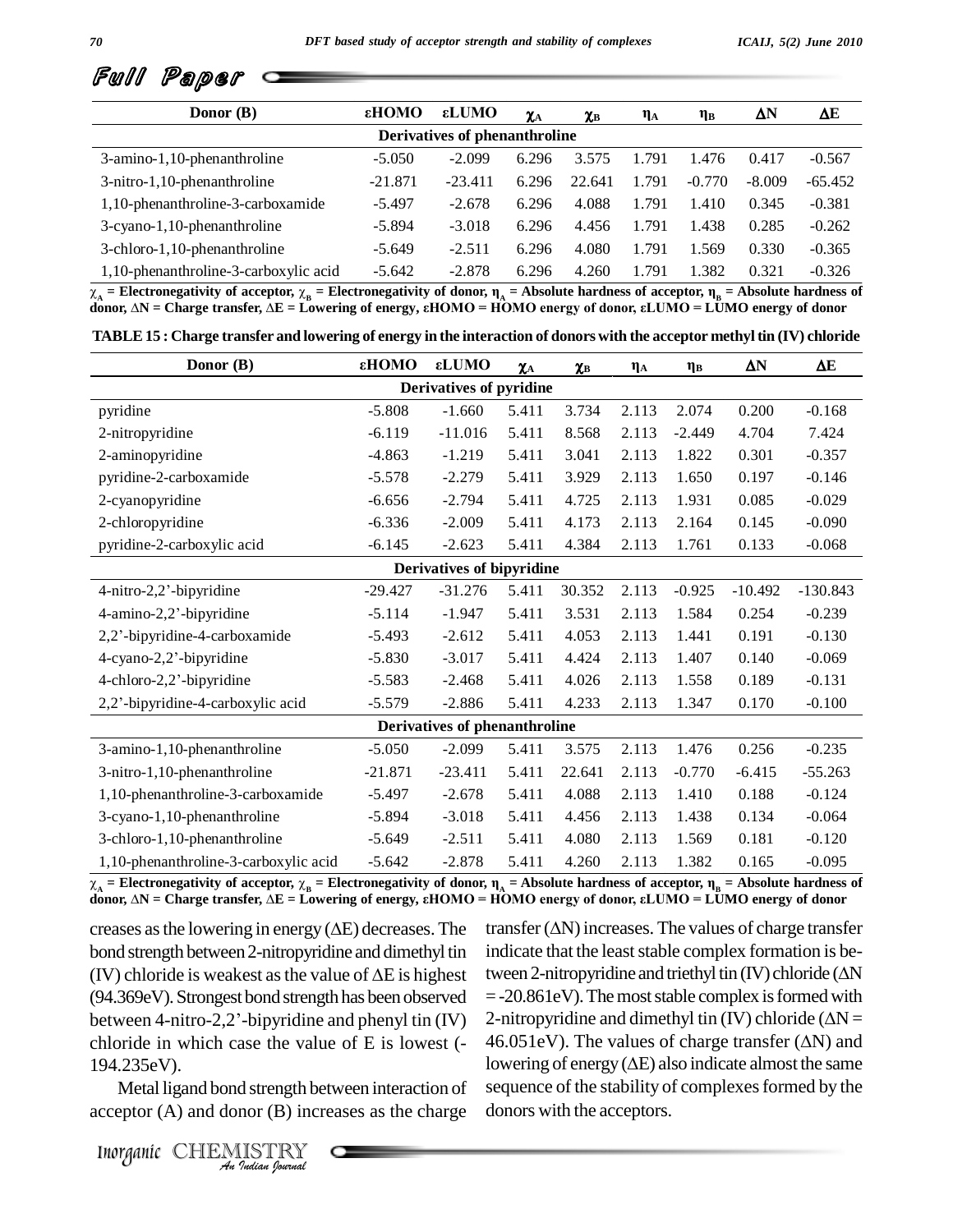Full Paper

| Donor (B) | εHOMO | εLUMO | $\chi_A$ | $\chi_B$ | $\eta_A$ | $\eta_B$ | ΔN | ΔE |
|---|---|---|---|---|---|---|---|---|
| **Derivatives of phenanthroline** | | | | | | | | |
| 3-amino-1,10-phenanthroline | -5.050 | -2.099 | 6.296 | 3.575 | 1.791 | 1.476 | 0.417 | -0.567 |
| 3-nitro-1,10-phenanthroline | -21.871 | -23.411 | 6.296 | 22.641 | 1.791 | -0.770 | -8.009 | -65.452 |
| 1,10-phenanthroline-3-carboxamide | -5.497 | -2.678 | 6.296 | 4.088 | 1.791 | 1.410 | 0.345 | -0.381 |
| 3-cyano-1,10-phenanthroline | -5.894 | -3.018 | 6.296 | 4.456 | 1.791 | 1.438 | 0.285 | -0.262 |
| 3-chloro-1,10-phenanthroline | -5.649 | -2.511 | 6.296 | 4.080 | 1.791 | 1.569 | 0.330 | -0.365 |
| 1,10-phenanthroline-3-carboxylic acid | -5.642 | -2.878 | 6.296 | 4.260 | 1.791 | 1.382 | 0.321 | -0.326 |

$\chi_A$ = Electronegativity of acceptor, $\chi_B$ = Electronegativity of donor, $\eta_A$ = Absolute hardness of acceptor, $\eta_B$ = Absolute hardness of donor, ΔN = Charge transfer, ΔE = Lowering of energy, εHOMO = HOMO energy of donor, εLUMO = LUMO energy of donor

**TABLE 15 : Charge transfer and lowering of energy in the interaction of donors with the acceptor methyl tin (IV) chloride**

| Donor (B) | εHOMO | εLUMO | $\chi_A$ | $\chi_B$ | $\eta_A$ | $\eta_B$ | ΔN | ΔE |
|---|---|---|---|---|---|---|---|---|
| **Derivatives of pyridine** | | | | | | | | |
| pyridine | -5.808 | -1.660 | 5.411 | 3.734 | 2.113 | 2.074 | 0.200 | -0.168 |
| 2-nitropyridine | -6.119 | -11.016 | 5.411 | 8.568 | 2.113 | -2.449 | 4.704 | 7.424 |
| 2-aminopyridine | -4.863 | -1.219 | 5.411 | 3.041 | 2.113 | 1.822 | 0.301 | -0.357 |
| pyridine-2-carboxamide | -5.578 | -2.279 | 5.411 | 3.929 | 2.113 | 1.650 | 0.197 | -0.146 |
| 2-cyanopyridine | -6.656 | -2.794 | 5.411 | 4.725 | 2.113 | 1.931 | 0.085 | -0.029 |
| 2-chloropyridine | -6.336 | -2.009 | 5.411 | 4.173 | 2.113 | 2.164 | 0.145 | -0.090 |
| pyridine-2-carboxylic acid | -6.145 | -2.623 | 5.411 | 4.384 | 2.113 | 1.761 | 0.133 | -0.068 |
| **Derivatives of bipyridine** | | | | | | | | |
| 4-nitro-2,2'-bipyridine | -29.427 | -31.276 | 5.411 | 30.352 | 2.113 | -0.925 | -10.492 | -130.843 |
| 4-amino-2,2'-bipyridine | -5.114 | -1.947 | 5.411 | 3.531 | 2.113 | 1.584 | 0.254 | -0.239 |
| 2,2'-bipyridine-4-carboxamide | -5.493 | -2.612 | 5.411 | 4.053 | 2.113 | 1.441 | 0.191 | -0.130 |
| 4-cyano-2,2'-bipyridine | -5.830 | -3.017 | 5.411 | 4.424 | 2.113 | 1.407 | 0.140 | -0.069 |
| 4-chloro-2,2'-bipyridine | -5.583 | -2.468 | 5.411 | 4.026 | 2.113 | 1.558 | 0.189 | -0.131 |
| 2,2'-bipyridine-4-carboxylic acid | -5.579 | -2.886 | 5.411 | 4.233 | 2.113 | 1.347 | 0.170 | -0.100 |
| **Derivatives of phenanthroline** | | | | | | | | |
| 3-amino-1,10-phenanthroline | -5.050 | -2.099 | 5.411 | 3.575 | 2.113 | 1.476 | 0.256 | -0.235 |
| 3-nitro-1,10-phenanthroline | -21.871 | -23.411 | 5.411 | 22.641 | 2.113 | -0.770 | -6.415 | -55.263 |
| 1,10-phenanthroline-3-carboxamide | -5.497 | -2.678 | 5.411 | 4.088 | 2.113 | 1.410 | 0.188 | -0.124 |
| 3-cyano-1,10-phenanthroline | -5.894 | -3.018 | 5.411 | 4.456 | 2.113 | 1.438 | 0.134 | -0.064 |
| 3-chloro-1,10-phenanthroline | -5.649 | -2.511 | 5.411 | 4.080 | 2.113 | 1.569 | 0.181 | -0.120 |
| 1,10-phenanthroline-3-carboxylic acid | -5.642 | -2.878 | 5.411 | 4.260 | 2.113 | 1.382 | 0.165 | -0.095 |

$\chi_A$ = Electronegativity of acceptor, $\chi_B$ = Electronegativity of donor, $\eta_A$ = Absolute hardness of acceptor, $\eta_B$ = Absolute hardness of donor, ΔN = Charge transfer, ΔE = Lowering of energy, εHOMO = HOMO energy of donor, εLUMO = LUMO energy of donor

creases as the lowering in energy (ΔE) decreases. The bond strength between 2-nitropyridine and dimethyl tin (IV) chloride is weakest as the value of ΔE is highest (94.369eV). Strongest bond strength has been observed between 4-nitro-2,2'-bipyridine and phenyl tin (IV) chloride in which case the value of E is lowest (-194.235eV).

Metal ligand bond strength between interaction of acceptor (A) and donor (B) increases as the charge transfer (ΔN) increases. The values of charge transfer indicate that the least stable complex formation is between 2-nitropyridine and triethyl tin (IV) chloride (ΔN = -20.861eV). The most stable complex is formed with 2-nitropyridine and dimethyl tin (IV) chloride (ΔN = 46.051eV). The values of charge transfer (ΔN) and lowering of energy (ΔE) also indicate almost the same sequence of the stability of complexes formed by the donors with the acceptors.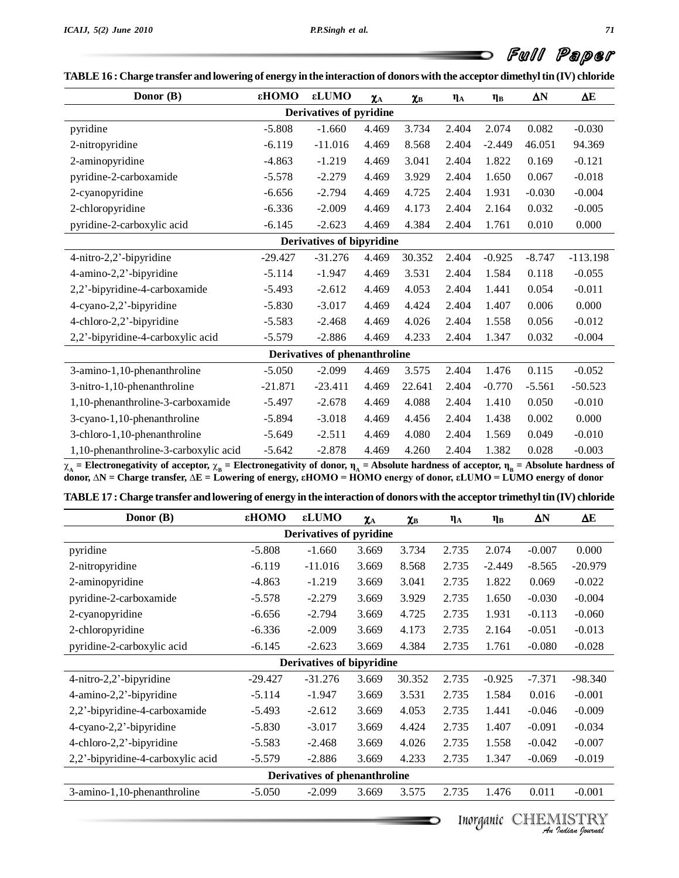**TABLE 16 : Charge transfer and lowering of energy in the interaction of donors with the acceptor dimethyl tin (IV) chloride**

| Donor (B) | εHOMO | εLUMO | $\chi_A$ | $\chi_B$ | $\eta_A$ | $\eta_B$ | ΔN | ΔE |
|---|---|---|---|---|---|---|---|---|
| **Derivatives of pyridine** | | | | | | | | |
| pyridine | -5.808 | -1.660 | 4.469 | 3.734 | 2.404 | 2.074 | 0.082 | -0.030 |
| 2-nitropyridine | -6.119 | -11.016 | 4.469 | 8.568 | 2.404 | -2.449 | 46.051 | 94.369 |
| 2-aminopyridine | -4.863 | -1.219 | 4.469 | 3.041 | 2.404 | 1.822 | 0.169 | -0.121 |
| pyridine-2-carboxamide | -5.578 | -2.279 | 4.469 | 3.929 | 2.404 | 1.650 | 0.067 | -0.018 |
| 2-cyanopyridine | -6.656 | -2.794 | 4.469 | 4.725 | 2.404 | 1.931 | -0.030 | -0.004 |
| 2-chloropyridine | -6.336 | -2.009 | 4.469 | 4.173 | 2.404 | 2.164 | 0.032 | -0.005 |
| pyridine-2-carboxylic acid | -6.145 | -2.623 | 4.469 | 4.384 | 2.404 | 1.761 | 0.010 | 0.000 |
| **Derivatives of bipyridine** | | | | | | | | |
| 4-nitro-2,2'-bipyridine | -29.427 | -31.276 | 4.469 | 30.352 | 2.404 | -0.925 | -8.747 | -113.198 |
| 4-amino-2,2'-bipyridine | -5.114 | -1.947 | 4.469 | 3.531 | 2.404 | 1.584 | 0.118 | -0.055 |
| 2,2'-bipyridine-4-carboxamide | -5.493 | -2.612 | 4.469 | 4.053 | 2.404 | 1.441 | 0.054 | -0.011 |
| 4-cyano-2,2'-bipyridine | -5.830 | -3.017 | 4.469 | 4.424 | 2.404 | 1.407 | 0.006 | 0.000 |
| 4-chloro-2,2'-bipyridine | -5.583 | -2.468 | 4.469 | 4.026 | 2.404 | 1.558 | 0.056 | -0.012 |
| 2,2'-bipyridine-4-carboxylic acid | -5.579 | -2.886 | 4.469 | 4.233 | 2.404 | 1.347 | 0.032 | -0.004 |
| **Derivatives of phenanthroline** | | | | | | | | |
| 3-amino-1,10-phenanthroline | -5.050 | -2.099 | 4.469 | 3.575 | 2.404 | 1.476 | 0.115 | -0.052 |
| 3-nitro-1,10-phenanthroline | -21.871 | -23.411 | 4.469 | 22.641 | 2.404 | -0.770 | -5.561 | -50.523 |
| 1,10-phenanthroline-3-carboxamide | -5.497 | -2.678 | 4.469 | 4.088 | 2.404 | 1.410 | 0.050 | -0.010 |
| 3-cyano-1,10-phenanthroline | -5.894 | -3.018 | 4.469 | 4.456 | 2.404 | 1.438 | 0.002 | 0.000 |
| 3-chloro-1,10-phenanthroline | -5.649 | -2.511 | 4.469 | 4.080 | 2.404 | 1.569 | 0.049 | -0.010 |
| 1,10-phenanthroline-3-carboxylic acid | -5.642 | -2.878 | 4.469 | 4.260 | 2.404 | 1.382 | 0.028 | -0.003 |

**$\chi_A$ = Electronegativity of acceptor, $\chi_B$ = Electronegativity of donor, $\eta_A$ = Absolute hardness of acceptor, $\eta_B$ = Absolute hardness of donor, ΔN = Charge transfer, ΔE = Lowering of energy, εHOMO = HOMO energy of donor, εLUMO = LUMO energy of donor**

**TABLE 17 : Charge transfer and lowering of energy in the interaction of donors with the acceptor trimethyl tin (IV) chloride**

| Donor (B) | εHOMO | εLUMO | $\chi_A$ | $\chi_B$ | $\eta_A$ | $\eta_B$ | ΔN | ΔE |
|---|---|---|---|---|---|---|---|---|
| **Derivatives of pyridine** | | | | | | | | |
| pyridine | -5.808 | -1.660 | 3.669 | 3.734 | 2.735 | 2.074 | -0.007 | 0.000 |
| 2-nitropyridine | -6.119 | -11.016 | 3.669 | 8.568 | 2.735 | -2.449 | -8.565 | -20.979 |
| 2-aminopyridine | -4.863 | -1.219 | 3.669 | 3.041 | 2.735 | 1.822 | 0.069 | -0.022 |
| pyridine-2-carboxamide | -5.578 | -2.279 | 3.669 | 3.929 | 2.735 | 1.650 | -0.030 | -0.004 |
| 2-cyanopyridine | -6.656 | -2.794 | 3.669 | 4.725 | 2.735 | 1.931 | -0.113 | -0.060 |
| 2-chloropyridine | -6.336 | -2.009 | 3.669 | 4.173 | 2.735 | 2.164 | -0.051 | -0.013 |
| pyridine-2-carboxylic acid | -6.145 | -2.623 | 3.669 | 4.384 | 2.735 | 1.761 | -0.080 | -0.028 |
| **Derivatives of bipyridine** | | | | | | | | |
| 4-nitro-2,2'-bipyridine | -29.427 | -31.276 | 3.669 | 30.352 | 2.735 | -0.925 | -7.371 | -98.340 |
| 4-amino-2,2'-bipyridine | -5.114 | -1.947 | 3.669 | 3.531 | 2.735 | 1.584 | 0.016 | -0.001 |
| 2,2'-bipyridine-4-carboxamide | -5.493 | -2.612 | 3.669 | 4.053 | 2.735 | 1.441 | -0.046 | -0.009 |
| 4-cyano-2,2'-bipyridine | -5.830 | -3.017 | 3.669 | 4.424 | 2.735 | 1.407 | -0.091 | -0.034 |
| 4-chloro-2,2'-bipyridine | -5.583 | -2.468 | 3.669 | 4.026 | 2.735 | 1.558 | -0.042 | -0.007 |
| 2,2'-bipyridine-4-carboxylic acid | -5.579 | -2.886 | 3.669 | 4.233 | 2.735 | 1.347 | -0.069 | -0.019 |
| **Derivatives of phenanthroline** | | | | | | | | |
| 3-amino-1,10-phenanthroline | -5.050 | -2.099 | 3.669 | 3.575 | 2.735 | 1.476 | 0.011 | -0.001 |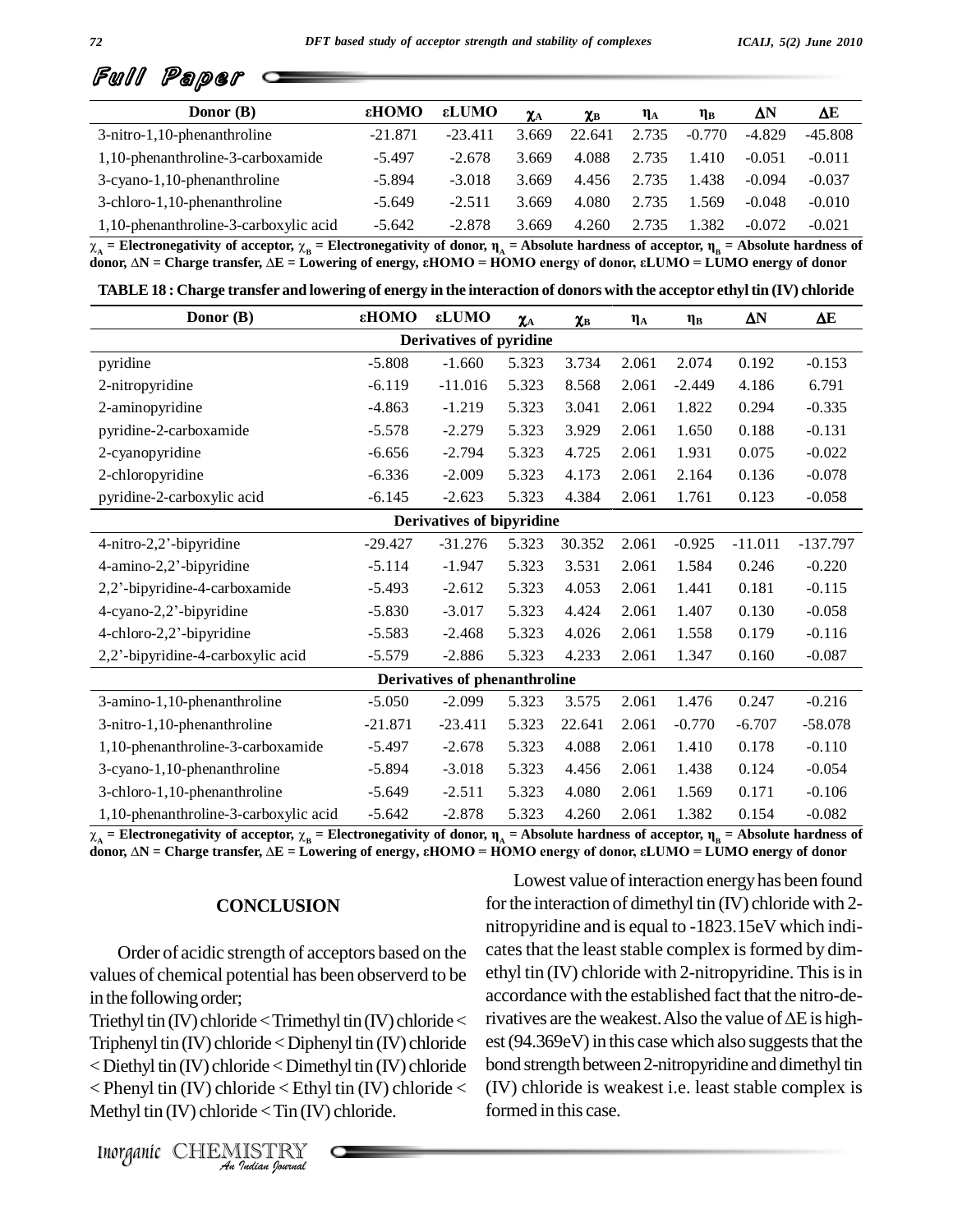| Donor (B) | εHOMO | εLUMO | $\chi_A$ | $\chi_B$ | $\eta_A$ | $\eta_B$ | ΔN | ΔE |
|---|---|---|---|---|---|---|---|---|
| 3-nitro-1,10-phenanthroline | -21.871 | -23.411 | 3.669 | 22.641 | 2.735 | -0.770 | -4.829 | -45.808 |
| 1,10-phenanthroline-3-carboxamide | -5.497 | -2.678 | 3.669 | 4.088 | 2.735 | 1.410 | -0.051 | -0.011 |
| 3-cyano-1,10-phenanthroline | -5.894 | -3.018 | 3.669 | 4.456 | 2.735 | 1.438 | -0.094 | -0.037 |
| 3-chloro-1,10-phenanthroline | -5.649 | -2.511 | 3.669 | 4.080 | 2.735 | 1.569 | -0.048 | -0.010 |
| 1,10-phenanthroline-3-carboxylic acid | -5.642 | -2.878 | 3.669 | 4.260 | 2.735 | 1.382 | -0.072 | -0.021 |

**$\chi_A$ = Electronegativity of acceptor, $\chi_B$ = Electronegativity of donor, $\eta_A$ = Absolute hardness of acceptor, $\eta_B$ = Absolute hardness of donor, ΔN = Charge transfer, ΔE = Lowering of energy, εHOMO = HOMO energy of donor, εLUMO = LUMO energy of donor**

**TABLE 18 : Charge transfer and lowering of energy in the interaction of donors with the acceptor ethyl tin (IV) chloride**

| Donor (B) | εHOMO | εLUMO | $\chi_A$ | $\chi_B$ | $\eta_A$ | $\eta_B$ | ΔN | ΔE |
|---|---|---|---|---|---|---|---|---|
| **Derivatives of pyridine** | | | | | | | | |
| pyridine | -5.808 | -1.660 | 5.323 | 3.734 | 2.061 | 2.074 | 0.192 | -0.153 |
| 2-nitropyridine | -6.119 | -11.016 | 5.323 | 8.568 | 2.061 | -2.449 | 4.186 | 6.791 |
| 2-aminopyridine | -4.863 | -1.219 | 5.323 | 3.041 | 2.061 | 1.822 | 0.294 | -0.335 |
| pyridine-2-carboxamide | -5.578 | -2.279 | 5.323 | 3.929 | 2.061 | 1.650 | 0.188 | -0.131 |
| 2-cyanopyridine | -6.656 | -2.794 | 5.323 | 4.725 | 2.061 | 1.931 | 0.075 | -0.022 |
| 2-chloropyridine | -6.336 | -2.009 | 5.323 | 4.173 | 2.061 | 2.164 | 0.136 | -0.078 |
| pyridine-2-carboxylic acid | -6.145 | -2.623 | 5.323 | 4.384 | 2.061 | 1.761 | 0.123 | -0.058 |
| **Derivatives of bipyridine** | | | | | | | | |
| 4-nitro-2,2'-bipyridine | -29.427 | -31.276 | 5.323 | 30.352 | 2.061 | -0.925 | -11.011 | -137.797 |
| 4-amino-2,2'-bipyridine | -5.114 | -1.947 | 5.323 | 3.531 | 2.061 | 1.584 | 0.246 | -0.220 |
| 2,2'-bipyridine-4-carboxamide | -5.493 | -2.612 | 5.323 | 4.053 | 2.061 | 1.441 | 0.181 | -0.115 |
| 4-cyano-2,2'-bipyridine | -5.830 | -3.017 | 5.323 | 4.424 | 2.061 | 1.407 | 0.130 | -0.058 |
| 4-chloro-2,2'-bipyridine | -5.583 | -2.468 | 5.323 | 4.026 | 2.061 | 1.558 | 0.179 | -0.116 |
| 2,2'-bipyridine-4-carboxylic acid | -5.579 | -2.886 | 5.323 | 4.233 | 2.061 | 1.347 | 0.160 | -0.087 |
| **Derivatives of phenanthroline** | | | | | | | | |
| 3-amino-1,10-phenanthroline | -5.050 | -2.099 | 5.323 | 3.575 | 2.061 | 1.476 | 0.247 | -0.216 |
| 3-nitro-1,10-phenanthroline | -21.871 | -23.411 | 5.323 | 22.641 | 2.061 | -0.770 | -6.707 | -58.078 |
| 1,10-phenanthroline-3-carboxamide | -5.497 | -2.678 | 5.323 | 4.088 | 2.061 | 1.410 | 0.178 | -0.110 |
| 3-cyano-1,10-phenanthroline | -5.894 | -3.018 | 5.323 | 4.456 | 2.061 | 1.438 | 0.124 | -0.054 |
| 3-chloro-1,10-phenanthroline | -5.649 | -2.511 | 5.323 | 4.080 | 2.061 | 1.569 | 0.171 | -0.106 |
| 1,10-phenanthroline-3-carboxylic acid | -5.642 | -2.878 | 5.323 | 4.260 | 2.061 | 1.382 | 0.154 | -0.082 |

**$\chi_A$ = Electronegativity of acceptor, $\chi_B$ = Electronegativity of donor, $\eta_A$ = Absolute hardness of acceptor, $\eta_B$ = Absolute hardness of donor, ΔN = Charge transfer, ΔE = Lowering of energy, εHOMO = HOMO energy of donor, εLUMO = LUMO energy of donor**

## CONCLUSION

Order of acidic strength of acceptors based on the values of chemical potential has been observerd to be in the following order;

Triethyl tin (IV) chloride < Trimethyl tin (IV) chloride < Triphenyl tin (IV) chloride < Diphenyl tin (IV) chloride < Diethyl tin (IV) chloride < Dimethyl tin (IV) chloride < Phenyl tin (IV) chloride < Ethyl tin (IV) chloride < Methyl tin (IV) chloride < Tin (IV) chloride.

Lowest value of interaction energy has been found for the interaction of dimethyl tin (IV) chloride with 2-nitropyridine and is equal to -1823.15eV which indicates that the least stable complex is formed by dimethyl tin (IV) chloride with 2-nitropyridine. This is in accordance with the established fact that the nitro-derivatives are the weakest. Also the value of ΔE is highest (94.369eV) in this case which also suggests that the bond strength between 2-nitropyridine and dimethyl tin (IV) chloride is weakest i.e. least stable complex is formed in this case.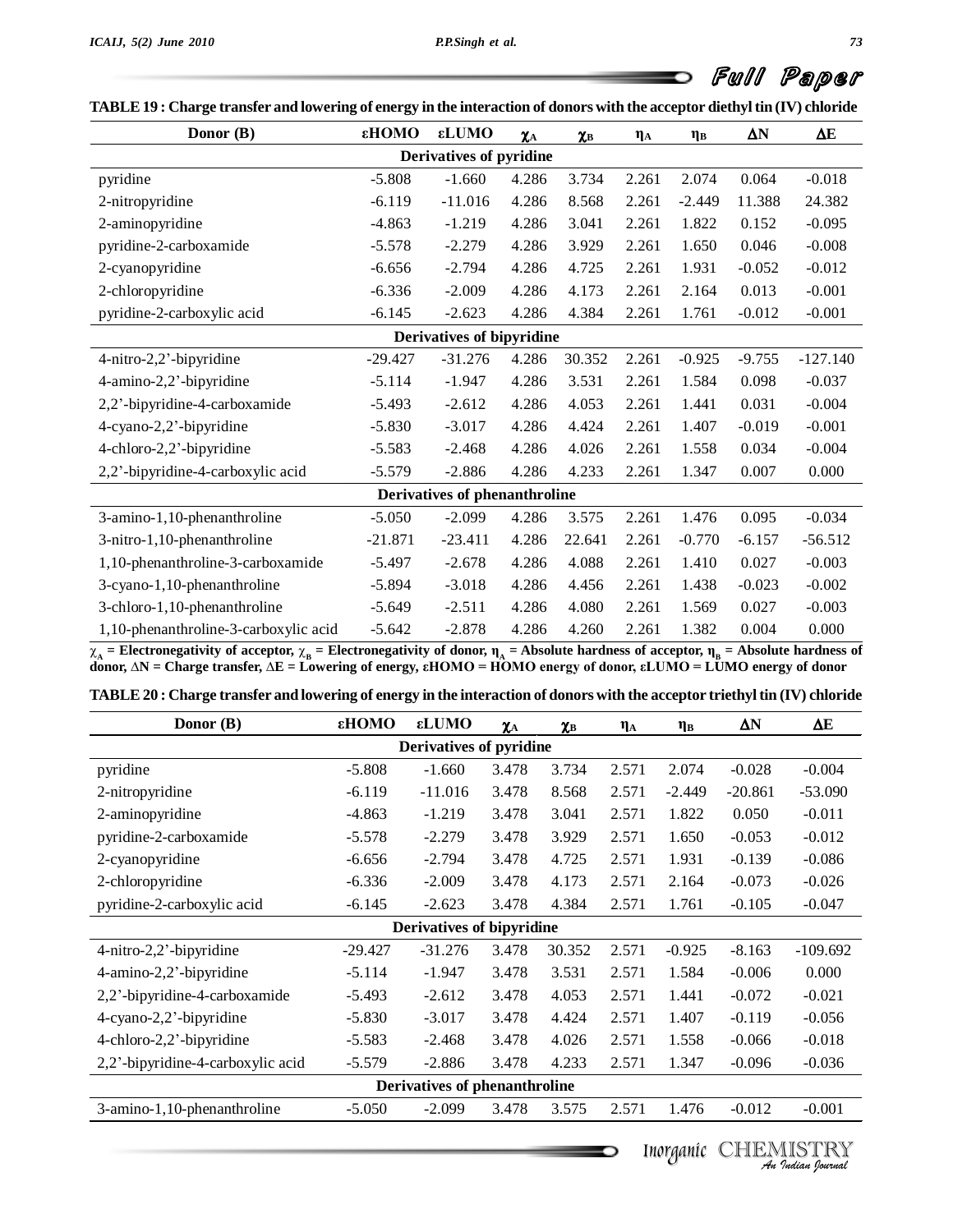**TABLE 19 : Charge transfer and lowering of energy in the interaction of donors with the acceptor diethyl tin (IV) chloride**

| Donor (B) | εHOMO | εLUMO | $\chi_A$ | $\chi_B$ | $\eta_A$ | $\eta_B$ | ΔN | ΔE |
|---|---|---|---|---|---|---|---|---|
| **Derivatives of pyridine** | | | | | | | | |
| pyridine | -5.808 | -1.660 | 4.286 | 3.734 | 2.261 | 2.074 | 0.064 | -0.018 |
| 2-nitropyridine | -6.119 | -11.016 | 4.286 | 8.568 | 2.261 | -2.449 | 11.388 | 24.382 |
| 2-aminopyridine | -4.863 | -1.219 | 4.286 | 3.041 | 2.261 | 1.822 | 0.152 | -0.095 |
| pyridine-2-carboxamide | -5.578 | -2.279 | 4.286 | 3.929 | 2.261 | 1.650 | 0.046 | -0.008 |
| 2-cyanopyridine | -6.656 | -2.794 | 4.286 | 4.725 | 2.261 | 1.931 | -0.052 | -0.012 |
| 2-chloropyridine | -6.336 | -2.009 | 4.286 | 4.173 | 2.261 | 2.164 | 0.013 | -0.001 |
| pyridine-2-carboxylic acid | -6.145 | -2.623 | 4.286 | 4.384 | 2.261 | 1.761 | -0.012 | -0.001 |
| **Derivatives of bipyridine** | | | | | | | | |
| 4-nitro-2,2'-bipyridine | -29.427 | -31.276 | 4.286 | 30.352 | 2.261 | -0.925 | -9.755 | -127.140 |
| 4-amino-2,2'-bipyridine | -5.114 | -1.947 | 4.286 | 3.531 | 2.261 | 1.584 | 0.098 | -0.037 |
| 2,2'-bipyridine-4-carboxamide | -5.493 | -2.612 | 4.286 | 4.053 | 2.261 | 1.441 | 0.031 | -0.004 |
| 4-cyano-2,2'-bipyridine | -5.830 | -3.017 | 4.286 | 4.424 | 2.261 | 1.407 | -0.019 | -0.001 |
| 4-chloro-2,2'-bipyridine | -5.583 | -2.468 | 4.286 | 4.026 | 2.261 | 1.558 | 0.034 | -0.004 |
| 2,2'-bipyridine-4-carboxylic acid | -5.579 | -2.886 | 4.286 | 4.233 | 2.261 | 1.347 | 0.007 | 0.000 |
| **Derivatives of phenanthroline** | | | | | | | | |
| 3-amino-1,10-phenanthroline | -5.050 | -2.099 | 4.286 | 3.575 | 2.261 | 1.476 | 0.095 | -0.034 |
| 3-nitro-1,10-phenanthroline | -21.871 | -23.411 | 4.286 | 22.641 | 2.261 | -0.770 | -6.157 | -56.512 |
| 1,10-phenanthroline-3-carboxamide | -5.497 | -2.678 | 4.286 | 4.088 | 2.261 | 1.410 | 0.027 | -0.003 |
| 3-cyano-1,10-phenanthroline | -5.894 | -3.018 | 4.286 | 4.456 | 2.261 | 1.438 | -0.023 | -0.002 |
| 3-chloro-1,10-phenanthroline | -5.649 | -2.511 | 4.286 | 4.080 | 2.261 | 1.569 | 0.027 | -0.003 |
| 1,10-phenanthroline-3-carboxylic acid | -5.642 | -2.878 | 4.286 | 4.260 | 2.261 | 1.382 | 0.004 | 0.000 |

**$\chi_A$ = Electronegativity of acceptor, $\chi_B$ = Electronegativity of donor, $\eta_A$ = Absolute hardness of acceptor, $\eta_B$ = Absolute hardness of donor, ΔN = Charge transfer, ΔE = Lowering of energy, εHOMO = HOMO energy of donor, εLUMO = LUMO energy of donor**

**TABLE 20 : Charge transfer and lowering of energy in the interaction of donors with the acceptor triethyl tin (IV) chloride**

| Donor (B) | εHOMO | εLUMO | $\chi_A$ | $\chi_B$ | $\eta_A$ | $\eta_B$ | ΔN | ΔE |
|---|---|---|---|---|---|---|---|---|
| **Derivatives of pyridine** | | | | | | | | |
| pyridine | -5.808 | -1.660 | 3.478 | 3.734 | 2.571 | 2.074 | -0.028 | -0.004 |
| 2-nitropyridine | -6.119 | -11.016 | 3.478 | 8.568 | 2.571 | -2.449 | -20.861 | -53.090 |
| 2-aminopyridine | -4.863 | -1.219 | 3.478 | 3.041 | 2.571 | 1.822 | 0.050 | -0.011 |
| pyridine-2-carboxamide | -5.578 | -2.279 | 3.478 | 3.929 | 2.571 | 1.650 | -0.053 | -0.012 |
| 2-cyanopyridine | -6.656 | -2.794 | 3.478 | 4.725 | 2.571 | 1.931 | -0.139 | -0.086 |
| 2-chloropyridine | -6.336 | -2.009 | 3.478 | 4.173 | 2.571 | 2.164 | -0.073 | -0.026 |
| pyridine-2-carboxylic acid | -6.145 | -2.623 | 3.478 | 4.384 | 2.571 | 1.761 | -0.105 | -0.047 |
| **Derivatives of bipyridine** | | | | | | | | |
| 4-nitro-2,2'-bipyridine | -29.427 | -31.276 | 3.478 | 30.352 | 2.571 | -0.925 | -8.163 | -109.692 |
| 4-amino-2,2'-bipyridine | -5.114 | -1.947 | 3.478 | 3.531 | 2.571 | 1.584 | -0.006 | 0.000 |
| 2,2'-bipyridine-4-carboxamide | -5.493 | -2.612 | 3.478 | 4.053 | 2.571 | 1.441 | -0.072 | -0.021 |
| 4-cyano-2,2'-bipyridine | -5.830 | -3.017 | 3.478 | 4.424 | 2.571 | 1.407 | -0.119 | -0.056 |
| 4-chloro-2,2'-bipyridine | -5.583 | -2.468 | 3.478 | 4.026 | 2.571 | 1.558 | -0.066 | -0.018 |
| 2,2'-bipyridine-4-carboxylic acid | -5.579 | -2.886 | 3.478 | 4.233 | 2.571 | 1.347 | -0.096 | -0.036 |
| **Derivatives of phenanthroline** | | | | | | | | |
| 3-amino-1,10-phenanthroline | -5.050 | -2.099 | 3.478 | 3.575 | 2.571 | 1.476 | -0.012 | -0.001 |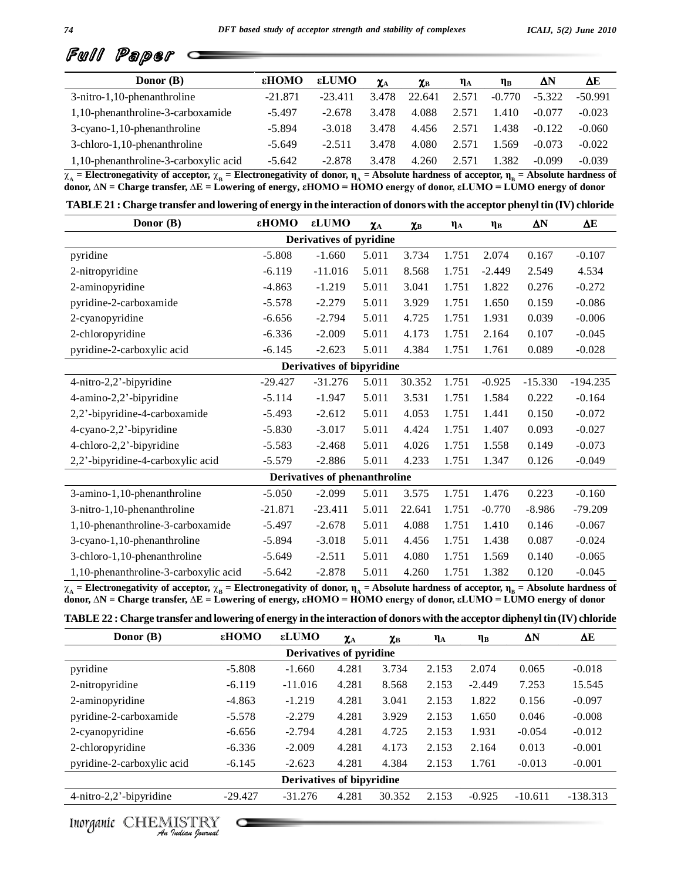Full Paper

| Donor (B) | εHOMO | εLUMO | $\chi_A$ | $\chi_B$ | $\eta_A$ | $\eta_B$ | ΔN | ΔE |
|---|---|---|---|---|---|---|---|---|
| 3-nitro-1,10-phenanthroline | -21.871 | -23.411 | 3.478 | 22.641 | 2.571 | -0.770 | -5.322 | -50.991 |
| 1,10-phenanthroline-3-carboxamide | -5.497 | -2.678 | 3.478 | 4.088 | 2.571 | 1.410 | -0.077 | -0.023 |
| 3-cyano-1,10-phenanthroline | -5.894 | -3.018 | 3.478 | 4.456 | 2.571 | 1.438 | -0.122 | -0.060 |
| 3-chloro-1,10-phenanthroline | -5.649 | -2.511 | 3.478 | 4.080 | 2.571 | 1.569 | -0.073 | -0.022 |
| 1,10-phenanthroline-3-carboxylic acid | -5.642 | -2.878 | 3.478 | 4.260 | 2.571 | 1.382 | -0.099 | -0.039 |

**$\chi_A$ = Electronegativity of acceptor, $\chi_B$ = Electronegativity of donor, $\eta_A$ = Absolute hardness of acceptor, $\eta_B$ = Absolute hardness of donor, ΔN = Charge transfer, ΔE = Lowering of energy, εHOMO = HOMO energy of donor, εLUMO = LUMO energy of donor**

**TABLE 21 : Charge transfer and lowering of energy in the interaction of donors with the acceptor phenyl tin (IV) chloride**

| Donor (B) | εHOMO | εLUMO | $\chi_A$ | $\chi_B$ | $\eta_A$ | $\eta_B$ | ΔN | ΔE |
|---|---|---|---|---|---|---|---|---|
| **Derivatives of pyridine** | | | | | | | | |
| pyridine | -5.808 | -1.660 | 5.011 | 3.734 | 1.751 | 2.074 | 0.167 | -0.107 |
| 2-nitropyridine | -6.119 | -11.016 | 5.011 | 8.568 | 1.751 | -2.449 | 2.549 | 4.534 |
| 2-aminopyridine | -4.863 | -1.219 | 5.011 | 3.041 | 1.751 | 1.822 | 0.276 | -0.272 |
| pyridine-2-carboxamide | -5.578 | -2.279 | 5.011 | 3.929 | 1.751 | 1.650 | 0.159 | -0.086 |
| 2-cyanopyridine | -6.656 | -2.794 | 5.011 | 4.725 | 1.751 | 1.931 | 0.039 | -0.006 |
| 2-chloropyridine | -6.336 | -2.009 | 5.011 | 4.173 | 1.751 | 2.164 | 0.107 | -0.045 |
| pyridine-2-carboxylic acid | -6.145 | -2.623 | 5.011 | 4.384 | 1.751 | 1.761 | 0.089 | -0.028 |
| **Derivatives of bipyridine** | | | | | | | | |
| 4-nitro-2,2'-bipyridine | -29.427 | -31.276 | 5.011 | 30.352 | 1.751 | -0.925 | -15.330 | -194.235 |
| 4-amino-2,2'-bipyridine | -5.114 | -1.947 | 5.011 | 3.531 | 1.751 | 1.584 | 0.222 | -0.164 |
| 2,2'-bipyridine-4-carboxamide | -5.493 | -2.612 | 5.011 | 4.053 | 1.751 | 1.441 | 0.150 | -0.072 |
| 4-cyano-2,2'-bipyridine | -5.830 | -3.017 | 5.011 | 4.424 | 1.751 | 1.407 | 0.093 | -0.027 |
| 4-chloro-2,2'-bipyridine | -5.583 | -2.468 | 5.011 | 4.026 | 1.751 | 1.558 | 0.149 | -0.073 |
| 2,2'-bipyridine-4-carboxylic acid | -5.579 | -2.886 | 5.011 | 4.233 | 1.751 | 1.347 | 0.126 | -0.049 |
| **Derivatives of phenanthroline** | | | | | | | | |
| 3-amino-1,10-phenanthroline | -5.050 | -2.099 | 5.011 | 3.575 | 1.751 | 1.476 | 0.223 | -0.160 |
| 3-nitro-1,10-phenanthroline | -21.871 | -23.411 | 5.011 | 22.641 | 1.751 | -0.770 | -8.986 | -79.209 |
| 1,10-phenanthroline-3-carboxamide | -5.497 | -2.678 | 5.011 | 4.088 | 1.751 | 1.410 | 0.146 | -0.067 |
| 3-cyano-1,10-phenanthroline | -5.894 | -3.018 | 5.011 | 4.456 | 1.751 | 1.438 | 0.087 | -0.024 |
| 3-chloro-1,10-phenanthroline | -5.649 | -2.511 | 5.011 | 4.080 | 1.751 | 1.569 | 0.140 | -0.065 |
| 1,10-phenanthroline-3-carboxylic acid | -5.642 | -2.878 | 5.011 | 4.260 | 1.751 | 1.382 | 0.120 | -0.045 |

**$\chi_A$ = Electronegativity of acceptor, $\chi_B$ = Electronegativity of donor, $\eta_A$ = Absolute hardness of acceptor, $\eta_B$ = Absolute hardness of donor, ΔN = Charge transfer, ΔE = Lowering of energy, εHOMO = HOMO energy of donor, εLUMO = LUMO energy of donor**

**TABLE 22 : Charge transfer and lowering of energy in the interaction of donors with the acceptor diphenyl tin (IV) chloride**

| Donor (B) | εHOMO | εLUMO | $\chi_A$ | $\chi_B$ | $\eta_A$ | $\eta_B$ | ΔN | ΔE |
|---|---|---|---|---|---|---|---|---|
| **Derivatives of pyridine** | | | | | | | | |
| pyridine | -5.808 | -1.660 | 4.281 | 3.734 | 2.153 | 2.074 | 0.065 | -0.018 |
| 2-nitropyridine | -6.119 | -11.016 | 4.281 | 8.568 | 2.153 | -2.449 | 7.253 | 15.545 |
| 2-aminopyridine | -4.863 | -1.219 | 4.281 | 3.041 | 2.153 | 1.822 | 0.156 | -0.097 |
| pyridine-2-carboxamide | -5.578 | -2.279 | 4.281 | 3.929 | 2.153 | 1.650 | 0.046 | -0.008 |
| 2-cyanopyridine | -6.656 | -2.794 | 4.281 | 4.725 | 2.153 | 1.931 | -0.054 | -0.012 |
| 2-chloropyridine | -6.336 | -2.009 | 4.281 | 4.173 | 2.153 | 2.164 | 0.013 | -0.001 |
| pyridine-2-carboxylic acid | -6.145 | -2.623 | 4.281 | 4.384 | 2.153 | 1.761 | -0.013 | -0.001 |
| **Derivatives of bipyridine** | | | | | | | | |
| 4-nitro-2,2'-bipyridine | -29.427 | -31.276 | 4.281 | 30.352 | 2.153 | -0.925 | -10.611 | -138.313 |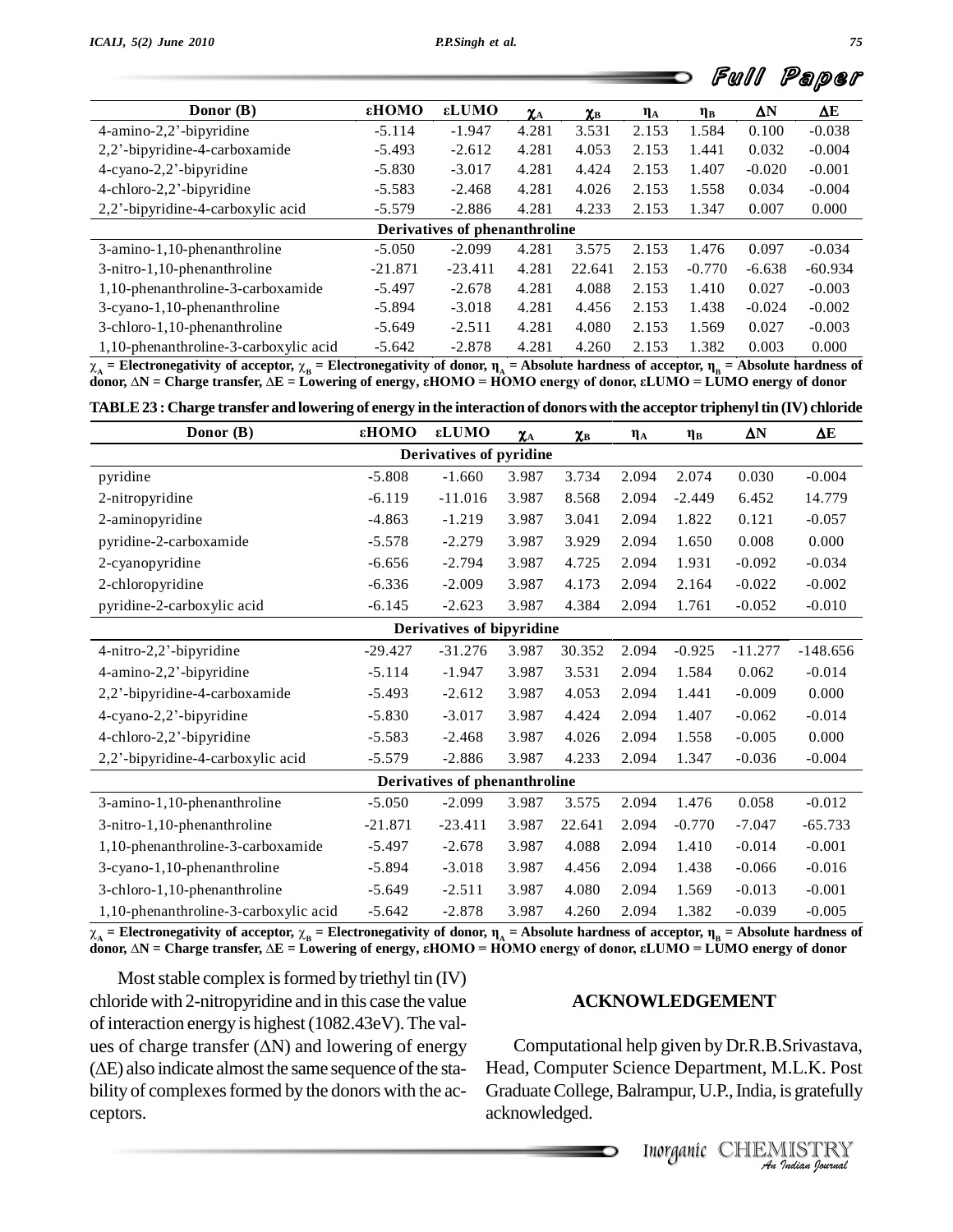| Donor (B) | εHOMO | εLUMO | $\chi_A$ | $\chi_B$ | $\eta_A$ | $\eta_B$ | ΔN | ΔE |
|---|---|---|---|---|---|---|---|---|
| 4-amino-2,2'-bipyridine | -5.114 | -1.947 | 4.281 | 3.531 | 2.153 | 1.584 | 0.100 | -0.038 |
| 2,2'-bipyridine-4-carboxamide | -5.493 | -2.612 | 4.281 | 4.053 | 2.153 | 1.441 | 0.032 | -0.004 |
| 4-cyano-2,2'-bipyridine | -5.830 | -3.017 | 4.281 | 4.424 | 2.153 | 1.407 | -0.020 | -0.001 |
| 4-chloro-2,2'-bipyridine | -5.583 | -2.468 | 4.281 | 4.026 | 2.153 | 1.558 | 0.034 | -0.004 |
| 2,2'-bipyridine-4-carboxylic acid | -5.579 | -2.886 | 4.281 | 4.233 | 2.153 | 1.347 | 0.007 | 0.000 |
| **Derivatives of phenanthroline** | | | | | | | | |
| 3-amino-1,10-phenanthroline | -5.050 | -2.099 | 4.281 | 3.575 | 2.153 | 1.476 | 0.097 | -0.034 |
| 3-nitro-1,10-phenanthroline | -21.871 | -23.411 | 4.281 | 22.641 | 2.153 | -0.770 | -6.638 | -60.934 |
| 1,10-phenanthroline-3-carboxamide | -5.497 | -2.678 | 4.281 | 4.088 | 2.153 | 1.410 | 0.027 | -0.003 |
| 3-cyano-1,10-phenanthroline | -5.894 | -3.018 | 4.281 | 4.456 | 2.153 | 1.438 | -0.024 | -0.002 |
| 3-chloro-1,10-phenanthroline | -5.649 | -2.511 | 4.281 | 4.080 | 2.153 | 1.569 | 0.027 | -0.003 |
| 1,10-phenanthroline-3-carboxylic acid | -5.642 | -2.878 | 4.281 | 4.260 | 2.153 | 1.382 | 0.003 | 0.000 |

**$\chi_A$ = Electronegativity of acceptor, $\chi_B$ = Electronegativity of donor, $\eta_A$ = Absolute hardness of acceptor, $\eta_B$ = Absolute hardness of donor, ΔN = Charge transfer, ΔE = Lowering of energy, εHOMO = HOMO energy of donor, εLUMO = LUMO energy of donor**

**TABLE 23 : Charge transfer and lowering of energy in the interaction of donors with the acceptor triphenyl tin (IV) chloride**

| Donor (B) | εHOMO | εLUMO | $\chi_A$ | $\chi_B$ | $\eta_A$ | $\eta_B$ | ΔN | ΔE |
|---|---|---|---|---|---|---|---|---|
| **Derivatives of pyridine** | | | | | | | | |
| pyridine | -5.808 | -1.660 | 3.987 | 3.734 | 2.094 | 2.074 | 0.030 | -0.004 |
| 2-nitropyridine | -6.119 | -11.016 | 3.987 | 8.568 | 2.094 | -2.449 | 6.452 | 14.779 |
| 2-aminopyridine | -4.863 | -1.219 | 3.987 | 3.041 | 2.094 | 1.822 | 0.121 | -0.057 |
| pyridine-2-carboxamide | -5.578 | -2.279 | 3.987 | 3.929 | 2.094 | 1.650 | 0.008 | 0.000 |
| 2-cyanopyridine | -6.656 | -2.794 | 3.987 | 4.725 | 2.094 | 1.931 | -0.092 | -0.034 |
| 2-chloropyridine | -6.336 | -2.009 | 3.987 | 4.173 | 2.094 | 2.164 | -0.022 | -0.002 |
| pyridine-2-carboxylic acid | -6.145 | -2.623 | 3.987 | 4.384 | 2.094 | 1.761 | -0.052 | -0.010 |
| **Derivatives of bipyridine** | | | | | | | | |
| 4-nitro-2,2'-bipyridine | -29.427 | -31.276 | 3.987 | 30.352 | 2.094 | -0.925 | -11.277 | -148.656 |
| 4-amino-2,2'-bipyridine | -5.114 | -1.947 | 3.987 | 3.531 | 2.094 | 1.584 | 0.062 | -0.014 |
| 2,2'-bipyridine-4-carboxamide | -5.493 | -2.612 | 3.987 | 4.053 | 2.094 | 1.441 | -0.009 | 0.000 |
| 4-cyano-2,2'-bipyridine | -5.830 | -3.017 | 3.987 | 4.424 | 2.094 | 1.407 | -0.062 | -0.014 |
| 4-chloro-2,2'-bipyridine | -5.583 | -2.468 | 3.987 | 4.026 | 2.094 | 1.558 | -0.005 | 0.000 |
| 2,2'-bipyridine-4-carboxylic acid | -5.579 | -2.886 | 3.987 | 4.233 | 2.094 | 1.347 | -0.036 | -0.004 |
| **Derivatives of phenanthroline** | | | | | | | | |
| 3-amino-1,10-phenanthroline | -5.050 | -2.099 | 3.987 | 3.575 | 2.094 | 1.476 | 0.058 | -0.012 |
| 3-nitro-1,10-phenanthroline | -21.871 | -23.411 | 3.987 | 22.641 | 2.094 | -0.770 | -7.047 | -65.733 |
| 1,10-phenanthroline-3-carboxamide | -5.497 | -2.678 | 3.987 | 4.088 | 2.094 | 1.410 | -0.014 | -0.001 |
| 3-cyano-1,10-phenanthroline | -5.894 | -3.018 | 3.987 | 4.456 | 2.094 | 1.438 | -0.066 | -0.016 |
| 3-chloro-1,10-phenanthroline | -5.649 | -2.511 | 3.987 | 4.080 | 2.094 | 1.569 | -0.013 | -0.001 |
| 1,10-phenanthroline-3-carboxylic acid | -5.642 | -2.878 | 3.987 | 4.260 | 2.094 | 1.382 | -0.039 | -0.005 |

**$\chi_A$ = Electronegativity of acceptor, $\chi_B$ = Electronegativity of donor, $\eta_A$ = Absolute hardness of acceptor, $\eta_B$ = Absolute hardness of donor, ΔN = Charge transfer, ΔE = Lowering of energy, εHOMO = HOMO energy of donor, εLUMO = LUMO energy of donor**

Most stable complex is formed by triethyl tin (IV) chloride with 2-nitropyridine and in this case the value of interaction energy is highest (1082.43eV). The values of charge transfer (ΔN) and lowering of energy (ΔE) also indicate almost the same sequence of the stability of complexes formed by the donors with the acceptors.

## ACKNOWLEDGEMENT

Computational help given by Dr.R.B.Srivastava, Head, Computer Science Department, M.L.K. Post Graduate College, Balrampur, U.P., India, is gratefully acknowledged.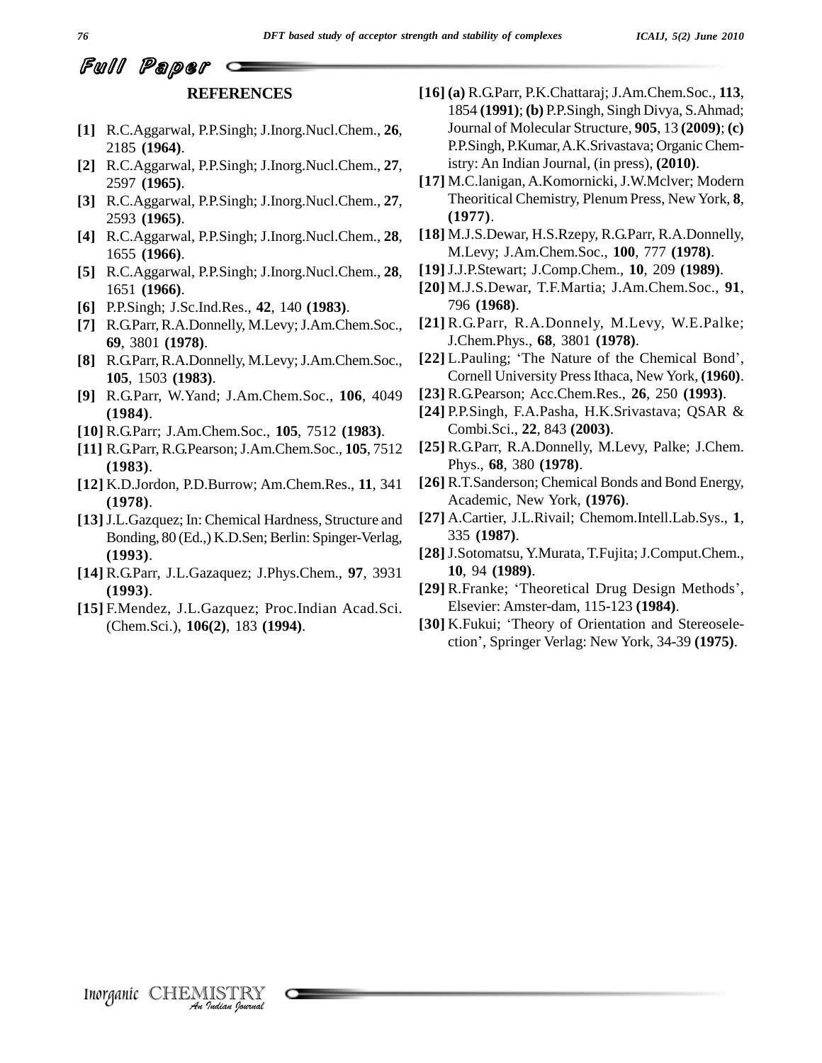## REFERENCES

**[1]** R.C.Aggarwal, P.P.Singh; J.Inorg.Nucl.Chem., **26**, 2185 **(1964)**.

**[2]** R.C.Aggarwal, P.P.Singh; J.Inorg.Nucl.Chem., **27**, 2597 **(1965)**.

**[3]** R.C.Aggarwal, P.P.Singh; J.Inorg.Nucl.Chem., **27**, 2593 **(1965)**.

**[4]** R.C.Aggarwal, P.P.Singh; J.Inorg.Nucl.Chem., **28**, 1655 **(1966)**.

**[5]** R.C.Aggarwal, P.P.Singh; J.Inorg.Nucl.Chem., **28**, 1651 **(1966)**.

**[6]** P.P.Singh; J.Sc.Ind.Res., **42**, 140 **(1983)**.

**[7]** R.G.Parr, R.A.Donnelly, M.Levy; J.Am.Chem.Soc., **69**, 3801 **(1978)**.

**[8]** R.G.Parr, R.A.Donnelly, M.Levy; J.Am.Chem.Soc., **105**, 1503 **(1983)**.

**[9]** R.G.Parr, W.Yand; J.Am.Chem.Soc., **106**, 4049 **(1984)**.

**[10]** R.G.Parr; J.Am.Chem.Soc., **105**, 7512 **(1983)**.

**[11]** R.G.Parr, R.G.Pearson; J.Am.Chem.Soc., **105**, 7512 **(1983)**.

**[12]** K.D.Jordon, P.D.Burrow; Am.Chem.Res., **11**, 341 **(1978)**.

**[13]** J.L.Gazquez; In: Chemical Hardness, Structure and Bonding, 80 (Ed.,) K.D.Sen; Berlin: Spinger-Verlag, **(1993)**.

**[14]** R.G.Parr, J.L.Gazaquez; J.Phys.Chem., **97**, 3931 **(1993)**.

**[15]** F.Mendez, J.L.Gazquez; Proc.Indian Acad.Sci. (Chem.Sci.), **106(2)**, 183 **(1994)**.

**[16]** **(a)** R.G.Parr, P.K.Chattaraj; J.Am.Chem.Soc., **113**, 1854 **(1991)**; **(b)** P.P.Singh, Singh Divya, S.Ahmad; Journal of Molecular Structure, **905**, 13 **(2009)**; **(c)** P.P.Singh, P.Kumar, A.K.Srivastava; Organic Chemistry: An Indian Journal, (in press), **(2010)**.

**[17]** M.C.lanigan, A.Komornicki, J.W.Mclver; Modern Theoritical Chemistry, Plenum Press, New York, **8**, **(1977)**.

**[18]** M.J.S.Dewar, H.S.Rzepy, R.G.Parr, R.A.Donnelly, M.Levy; J.Am.Chem.Soc., **100**, 777 **(1978)**.

**[19]** J.J.P.Stewart; J.Comp.Chem., **10**, 209 **(1989)**.

**[20]** M.J.S.Dewar, T.F.Martia; J.Am.Chem.Soc., **91**, 796 **(1968)**.

**[21]** R.G.Parr, R.A.Donnely, M.Levy, W.E.Palke; J.Chem.Phys., **68**, 3801 **(1978)**.

**[22]** L.Pauling; 'The Nature of the Chemical Bond', Cornell University Press Ithaca, New York, **(1960)**.

**[23]** R.G.Pearson; Acc.Chem.Res., **26**, 250 **(1993)**.

**[24]** P.P.Singh, F.A.Pasha, H.K.Srivastava; QSAR & Combi.Sci., **22**, 843 **(2003)**.

**[25]** R.G.Parr, R.A.Donnelly, M.Levy, Palke; J.Chem. Phys., **68**, 380 **(1978)**.

**[26]** R.T.Sanderson; Chemical Bonds and Bond Energy, Academic, New York, **(1976)**.

**[27]** A.Cartier, J.L.Rivail; Chemom.Intell.Lab.Sys., **1**, 335 **(1987)**.

**[28]** J.Sotomatsu, Y.Murata, T.Fujita; J.Comput.Chem., **10**, 94 **(1989)**.

**[29]** R.Franke; 'Theoretical Drug Design Methods', Elsevier: Amster-dam, 115-123 **(1984)**.

**[30]** K.Fukui; 'Theory of Orientation and Stereoselection', Springer Verlag: New York, 34-39 **(1975)**.